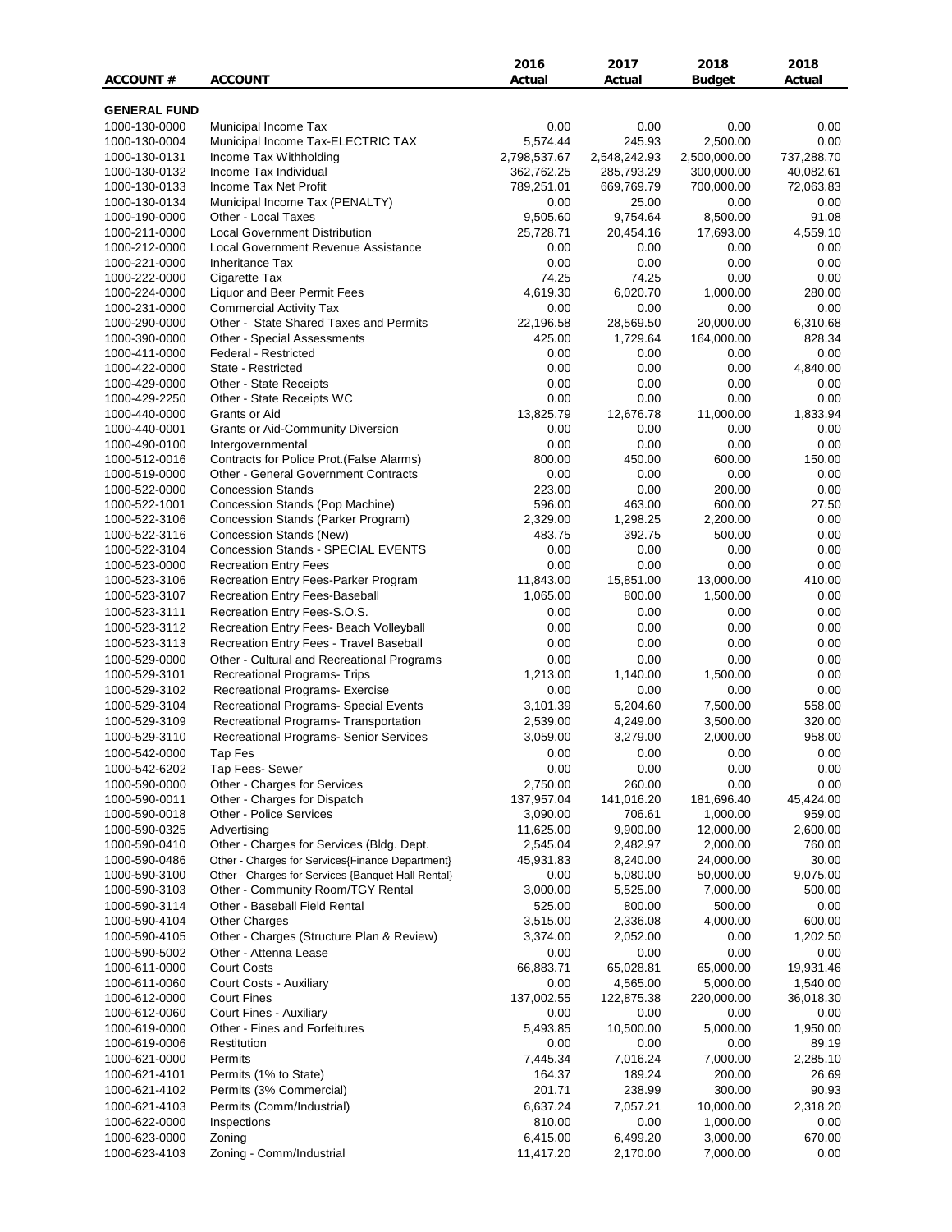| ACCOUNT # | ACCOUNT | 2016 Actual | 2017 Actual | 2018 Budget | 2018 Actual |
|---|---|---|---|---|---|
| **GENERAL FUND** | | | | | |
| 1000-130-0000 | Municipal Income Tax | 0.00 | 0.00 | 0.00 | 0.00 |
| 1000-130-0004 | Municipal Income Tax-ELECTRIC TAX | 5,574.44 | 245.93 | 2,500.00 | 0.00 |
| 1000-130-0131 | Income Tax Withholding | 2,798,537.67 | 2,548,242.93 | 2,500,000.00 | 737,288.70 |
| 1000-130-0132 | Income Tax Individual | 362,762.25 | 285,793.29 | 300,000.00 | 40,082.61 |
| 1000-130-0133 | Income Tax Net Profit | 789,251.01 | 669,769.79 | 700,000.00 | 72,063.83 |
| 1000-130-0134 | Municipal Income Tax (PENALTY) | 0.00 | 25.00 | 0.00 | 0.00 |
| 1000-190-0000 | Other - Local Taxes | 9,505.60 | 9,754.64 | 8,500.00 | 91.08 |
| 1000-211-0000 | Local Government Distribution | 25,728.71 | 20,454.16 | 17,693.00 | 4,559.10 |
| 1000-212-0000 | Local Government Revenue Assistance | 0.00 | 0.00 | 0.00 | 0.00 |
| 1000-221-0000 | Inheritance Tax | 0.00 | 0.00 | 0.00 | 0.00 |
| 1000-222-0000 | Cigarette Tax | 74.25 | 74.25 | 0.00 | 0.00 |
| 1000-224-0000 | Liquor and Beer Permit Fees | 4,619.30 | 6,020.70 | 1,000.00 | 280.00 |
| 1000-231-0000 | Commercial Activity Tax | 0.00 | 0.00 | 0.00 | 0.00 |
| 1000-290-0000 | Other - State Shared Taxes and Permits | 22,196.58 | 28,569.50 | 20,000.00 | 6,310.68 |
| 1000-390-0000 | Other - Special Assessments | 425.00 | 1,729.64 | 164,000.00 | 828.34 |
| 1000-411-0000 | Federal - Restricted | 0.00 | 0.00 | 0.00 | 0.00 |
| 1000-422-0000 | State - Restricted | 0.00 | 0.00 | 0.00 | 4,840.00 |
| 1000-429-0000 | Other - State Receipts | 0.00 | 0.00 | 0.00 | 0.00 |
| 1000-429-2250 | Other - State Receipts WC | 0.00 | 0.00 | 0.00 | 0.00 |
| 1000-440-0000 | Grants or Aid | 13,825.79 | 12,676.78 | 11,000.00 | 1,833.94 |
| 1000-440-0001 | Grants or Aid-Community Diversion | 0.00 | 0.00 | 0.00 | 0.00 |
| 1000-490-0100 | Intergovernmental | 0.00 | 0.00 | 0.00 | 0.00 |
| 1000-512-0016 | Contracts for Police Prot.(False Alarms) | 800.00 | 450.00 | 600.00 | 150.00 |
| 1000-519-0000 | Other - General Government Contracts | 0.00 | 0.00 | 0.00 | 0.00 |
| 1000-522-0000 | Concession Stands | 223.00 | 0.00 | 200.00 | 0.00 |
| 1000-522-1001 | Concession Stands (Pop Machine) | 596.00 | 463.00 | 600.00 | 27.50 |
| 1000-522-3106 | Concession Stands (Parker Program) | 2,329.00 | 1,298.25 | 2,200.00 | 0.00 |
| 1000-522-3116 | Concession Stands (New) | 483.75 | 392.75 | 500.00 | 0.00 |
| 1000-522-3104 | Concession Stands - SPECIAL EVENTS | 0.00 | 0.00 | 0.00 | 0.00 |
| 1000-523-0000 | Recreation Entry Fees | 0.00 | 0.00 | 0.00 | 0.00 |
| 1000-523-3106 | Recreation Entry Fees-Parker Program | 11,843.00 | 15,851.00 | 13,000.00 | 410.00 |
| 1000-523-3107 | Recreation Entry Fees-Baseball | 1,065.00 | 800.00 | 1,500.00 | 0.00 |
| 1000-523-3111 | Recreation Entry Fees-S.O.S. | 0.00 | 0.00 | 0.00 | 0.00 |
| 1000-523-3112 | Recreation Entry Fees- Beach Volleyball | 0.00 | 0.00 | 0.00 | 0.00 |
| 1000-523-3113 | Recreation Entry Fees - Travel Baseball | 0.00 | 0.00 | 0.00 | 0.00 |
| 1000-529-0000 | Other - Cultural and Recreational Programs | 0.00 | 0.00 | 0.00 | 0.00 |
| 1000-529-3101 | Recreational Programs- Trips | 1,213.00 | 1,140.00 | 1,500.00 | 0.00 |
| 1000-529-3102 | Recreational Programs- Exercise | 0.00 | 0.00 | 0.00 | 0.00 |
| 1000-529-3104 | Recreational Programs- Special Events | 3,101.39 | 5,204.60 | 7,500.00 | 558.00 |
| 1000-529-3109 | Recreational Programs- Transportation | 2,539.00 | 4,249.00 | 3,500.00 | 320.00 |
| 1000-529-3110 | Recreational Programs- Senior Services | 3,059.00 | 3,279.00 | 2,000.00 | 958.00 |
| 1000-542-0000 | Tap Fes | 0.00 | 0.00 | 0.00 | 0.00 |
| 1000-542-6202 | Tap Fees- Sewer | 0.00 | 0.00 | 0.00 | 0.00 |
| 1000-590-0000 | Other - Charges for Services | 2,750.00 | 260.00 | 0.00 | 0.00 |
| 1000-590-0011 | Other - Charges for Dispatch | 137,957.04 | 141,016.20 | 181,696.40 | 45,424.00 |
| 1000-590-0018 | Other - Police Services | 3,090.00 | 706.61 | 1,000.00 | 959.00 |
| 1000-590-0325 | Advertising | 11,625.00 | 9,900.00 | 12,000.00 | 2,600.00 |
| 1000-590-0410 | Other - Charges for Services (Bldg. Dept. | 2,545.04 | 2,482.97 | 2,000.00 | 760.00 |
| 1000-590-0486 | Other - Charges for Services{Finance Department} | 45,931.83 | 8,240.00 | 24,000.00 | 30.00 |
| 1000-590-3100 | Other - Charges for Services {Banquet Hall Rental} | 0.00 | 5,080.00 | 50,000.00 | 9,075.00 |
| 1000-590-3103 | Other - Community Room/TGY Rental | 3,000.00 | 5,525.00 | 7,000.00 | 500.00 |
| 1000-590-3114 | Other - Baseball Field Rental | 525.00 | 800.00 | 500.00 | 0.00 |
| 1000-590-4104 | Other Charges | 3,515.00 | 2,336.08 | 4,000.00 | 600.00 |
| 1000-590-4105 | Other - Charges (Structure Plan & Review) | 3,374.00 | 2,052.00 | 0.00 | 1,202.50 |
| 1000-590-5002 | Other - Attenna Lease | 0.00 | 0.00 | 0.00 | 0.00 |
| 1000-611-0000 | Court Costs | 66,883.71 | 65,028.81 | 65,000.00 | 19,931.46 |
| 1000-611-0060 | Court Costs - Auxiliary | 0.00 | 4,565.00 | 5,000.00 | 1,540.00 |
| 1000-612-0000 | Court Fines | 137,002.55 | 122,875.38 | 220,000.00 | 36,018.30 |
| 1000-612-0060 | Court Fines - Auxiliary | 0.00 | 0.00 | 0.00 | 0.00 |
| 1000-619-0000 | Other - Fines and Forfeitures | 5,493.85 | 10,500.00 | 5,000.00 | 1,950.00 |
| 1000-619-0006 | Restitution | 0.00 | 0.00 | 0.00 | 89.19 |
| 1000-621-0000 | Permits | 7,445.34 | 7,016.24 | 7,000.00 | 2,285.10 |
| 1000-621-4101 | Permits (1% to State) | 164.37 | 189.24 | 200.00 | 26.69 |
| 1000-621-4102 | Permits (3% Commercial) | 201.71 | 238.99 | 300.00 | 90.93 |
| 1000-621-4103 | Permits (Comm/Industrial) | 6,637.24 | 7,057.21 | 10,000.00 | 2,318.20 |
| 1000-622-0000 | Inspections | 810.00 | 0.00 | 1,000.00 | 0.00 |
| 1000-623-0000 | Zoning | 6,415.00 | 6,499.20 | 3,000.00 | 670.00 |
| 1000-623-4103 | Zoning - Comm/Industrial | 11,417.20 | 2,170.00 | 7,000.00 | 0.00 |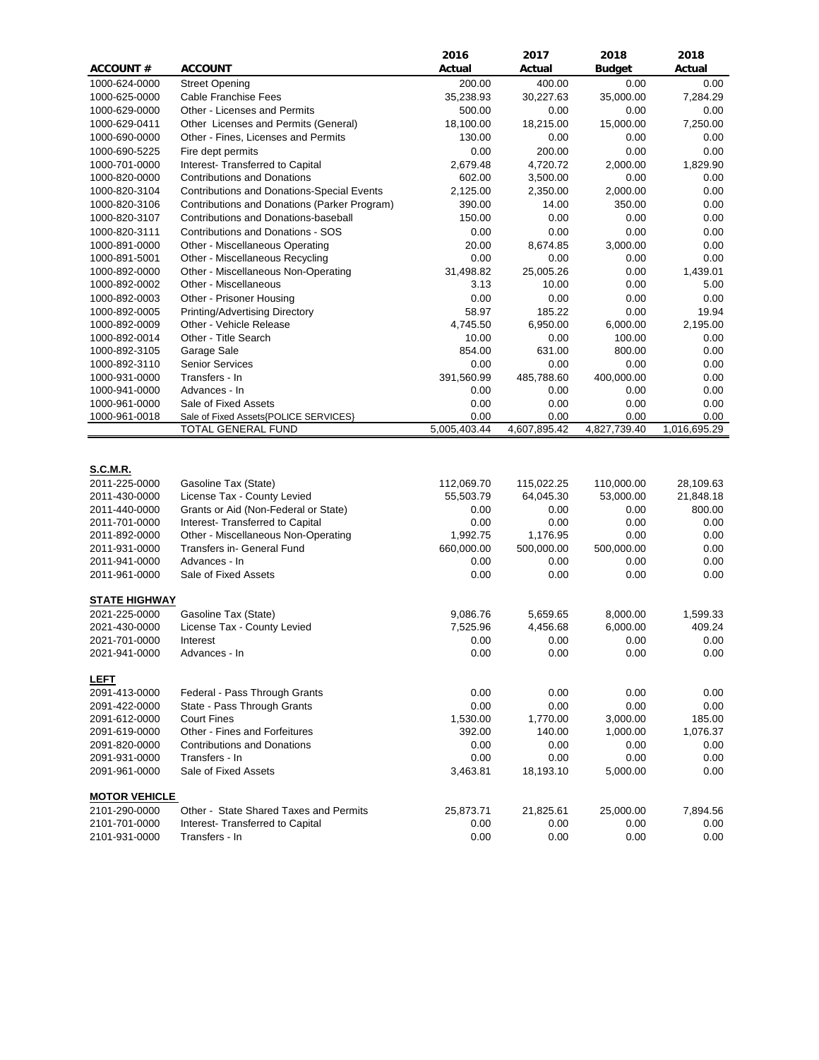| ACCOUNT # | ACCOUNT | 2016 Actual | 2017 Actual | 2018 Budget | 2018 Actual |
|---|---|---|---|---|---|
| 1000-624-0000 | Street Opening | 200.00 | 400.00 | 0.00 | 0.00 |
| 1000-625-0000 | Cable Franchise Fees | 35,238.93 | 30,227.63 | 35,000.00 | 7,284.29 |
| 1000-629-0000 | Other - Licenses and Permits | 500.00 | 0.00 | 0.00 | 0.00 |
| 1000-629-0411 | Other Licenses and Permits (General) | 18,100.00 | 18,215.00 | 15,000.00 | 7,250.00 |
| 1000-690-0000 | Other - Fines, Licenses and Permits | 130.00 | 0.00 | 0.00 | 0.00 |
| 1000-690-5225 | Fire dept permits | 0.00 | 200.00 | 0.00 | 0.00 |
| 1000-701-0000 | Interest- Transferred to Capital | 2,679.48 | 4,720.72 | 2,000.00 | 1,829.90 |
| 1000-820-0000 | Contributions and Donations | 602.00 | 3,500.00 | 0.00 | 0.00 |
| 1000-820-3104 | Contributions and Donations-Special Events | 2,125.00 | 2,350.00 | 2,000.00 | 0.00 |
| 1000-820-3106 | Contributions and Donations (Parker Program) | 390.00 | 14.00 | 350.00 | 0.00 |
| 1000-820-3107 | Contributions and Donations-baseball | 150.00 | 0.00 | 0.00 | 0.00 |
| 1000-820-3111 | Contributions and Donations - SOS | 0.00 | 0.00 | 0.00 | 0.00 |
| 1000-891-0000 | Other - Miscellaneous Operating | 20.00 | 8,674.85 | 3,000.00 | 0.00 |
| 1000-891-5001 | Other - Miscellaneous Recycling | 0.00 | 0.00 | 0.00 | 0.00 |
| 1000-892-0000 | Other - Miscellaneous Non-Operating | 31,498.82 | 25,005.26 | 0.00 | 1,439.01 |
| 1000-892-0002 | Other - Miscellaneous | 3.13 | 10.00 | 0.00 | 5.00 |
| 1000-892-0003 | Other - Prisoner Housing | 0.00 | 0.00 | 0.00 | 0.00 |
| 1000-892-0005 | Printing/Advertising Directory | 58.97 | 185.22 | 0.00 | 19.94 |
| 1000-892-0009 | Other - Vehicle Release | 4,745.50 | 6,950.00 | 6,000.00 | 2,195.00 |
| 1000-892-0014 | Other - Title Search | 10.00 | 0.00 | 100.00 | 0.00 |
| 1000-892-3105 | Garage Sale | 854.00 | 631.00 | 800.00 | 0.00 |
| 1000-892-3110 | Senior Services | 0.00 | 0.00 | 0.00 | 0.00 |
| 1000-931-0000 | Transfers - In | 391,560.99 | 485,788.60 | 400,000.00 | 0.00 |
| 1000-941-0000 | Advances - In | 0.00 | 0.00 | 0.00 | 0.00 |
| 1000-961-0000 | Sale of Fixed Assets | 0.00 | 0.00 | 0.00 | 0.00 |
| 1000-961-0018 | Sale of Fixed Assets{POLICE SERVICES} | 0.00 | 0.00 | 0.00 | 0.00 |
| | TOTAL GENERAL FUND | 5,005,403.44 | 4,607,895.42 | 4,827,739.40 | 1,016,695.29 |
| | | | | | |
| **S.C.M.R.** | | | | | |
| 2011-225-0000 | Gasoline Tax (State) | 112,069.70 | 115,022.25 | 110,000.00 | 28,109.63 |
| 2011-430-0000 | License Tax - County Levied | 55,503.79 | 64,045.30 | 53,000.00 | 21,848.18 |
| 2011-440-0000 | Grants or Aid (Non-Federal or State) | 0.00 | 0.00 | 0.00 | 800.00 |
| 2011-701-0000 | Interest- Transferred to Capital | 0.00 | 0.00 | 0.00 | 0.00 |
| 2011-892-0000 | Other - Miscellaneous Non-Operating | 1,992.75 | 1,176.95 | 0.00 | 0.00 |
| 2011-931-0000 | Transfers in- General Fund | 660,000.00 | 500,000.00 | 500,000.00 | 0.00 |
| 2011-941-0000 | Advances - In | 0.00 | 0.00 | 0.00 | 0.00 |
| 2011-961-0000 | Sale of Fixed Assets | 0.00 | 0.00 | 0.00 | 0.00 |
| | | | | | |
| **STATE HIGHWAY** | | | | | |
| 2021-225-0000 | Gasoline Tax (State) | 9,086.76 | 5,659.65 | 8,000.00 | 1,599.33 |
| 2021-430-0000 | License Tax - County Levied | 7,525.96 | 4,456.68 | 6,000.00 | 409.24 |
| 2021-701-0000 | Interest | 0.00 | 0.00 | 0.00 | 0.00 |
| 2021-941-0000 | Advances - In | 0.00 | 0.00 | 0.00 | 0.00 |
| | | | | | |
| **LEFT** | | | | | |
| 2091-413-0000 | Federal - Pass Through Grants | 0.00 | 0.00 | 0.00 | 0.00 |
| 2091-422-0000 | State - Pass Through Grants | 0.00 | 0.00 | 0.00 | 0.00 |
| 2091-612-0000 | Court Fines | 1,530.00 | 1,770.00 | 3,000.00 | 185.00 |
| 2091-619-0000 | Other - Fines and Forfeitures | 392.00 | 140.00 | 1,000.00 | 1,076.37 |
| 2091-820-0000 | Contributions and Donations | 0.00 | 0.00 | 0.00 | 0.00 |
| 2091-931-0000 | Transfers - In | 0.00 | 0.00 | 0.00 | 0.00 |
| 2091-961-0000 | Sale of Fixed Assets | 3,463.81 | 18,193.10 | 5,000.00 | 0.00 |
| | | | | | |
| **MOTOR VEHICLE** | | | | | |
| 2101-290-0000 | Other - State Shared Taxes and Permits | 25,873.71 | 21,825.61 | 25,000.00 | 7,894.56 |
| 2101-701-0000 | Interest- Transferred to Capital | 0.00 | 0.00 | 0.00 | 0.00 |
| 2101-931-0000 | Transfers - In | 0.00 | 0.00 | 0.00 | 0.00 |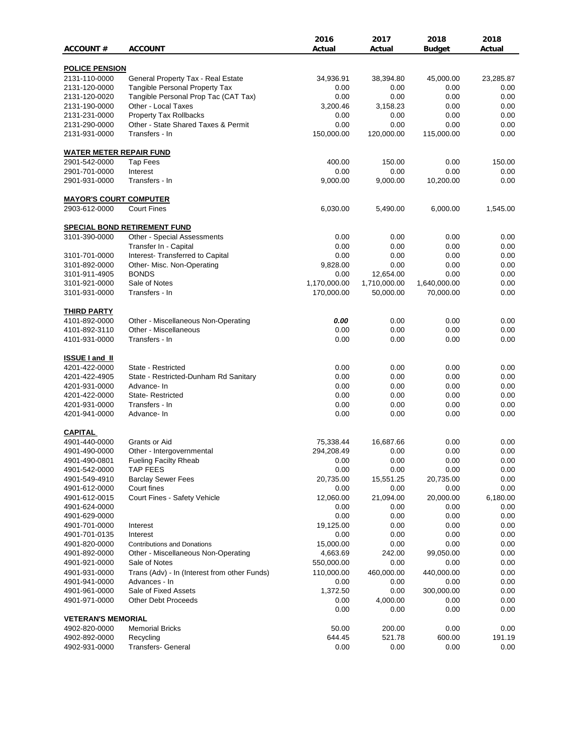| ACCOUNT # | ACCOUNT | 2016 Actual | 2017 Actual | 2018 Budget | 2018 Actual |
|---|---|---|---|---|---|
| **POLICE PENSION** | | | | | |
| 2131-110-0000 | General Property Tax - Real Estate | 34,936.91 | 38,394.80 | 45,000.00 | 23,285.87 |
| 2131-120-0000 | Tangible Personal Property Tax | 0.00 | 0.00 | 0.00 | 0.00 |
| 2131-120-0020 | Tangible Personal Prop Tac (CAT Tax) | 0.00 | 0.00 | 0.00 | 0.00 |
| 2131-190-0000 | Other - Local Taxes | 3,200.46 | 3,158.23 | 0.00 | 0.00 |
| 2131-231-0000 | Property Tax Rollbacks | 0.00 | 0.00 | 0.00 | 0.00 |
| 2131-290-0000 | Other - State Shared Taxes & Permit | 0.00 | 0.00 | 0.00 | 0.00 |
| 2131-931-0000 | Transfers - In | 150,000.00 | 120,000.00 | 115,000.00 | 0.00 |
| **WATER METER REPAIR FUND** | | | | | |
| 2901-542-0000 | Tap Fees | 400.00 | 150.00 | 0.00 | 150.00 |
| 2901-701-0000 | Interest | 0.00 | 0.00 | 0.00 | 0.00 |
| 2901-931-0000 | Transfers - In | 9,000.00 | 9,000.00 | 10,200.00 | 0.00 |
| **MAYOR'S COURT COMPUTER** | | | | | |
| 2903-612-0000 | Court Fines | 6,030.00 | 5,490.00 | 6,000.00 | 1,545.00 |
| **SPECIAL BOND RETIREMENT FUND** | | | | | |
| 3101-390-0000 | Other - Special Assessments | 0.00 | 0.00 | 0.00 | 0.00 |
| | Transfer In - Capital | 0.00 | 0.00 | 0.00 | 0.00 |
| 3101-701-0000 | Interest- Transferred to Capital | 0.00 | 0.00 | 0.00 | 0.00 |
| 3101-892-0000 | Other- Misc. Non-Operating | 9,828.00 | 0.00 | 0.00 | 0.00 |
| 3101-911-4905 | BONDS | 0.00 | 12,654.00 | 0.00 | 0.00 |
| 3101-921-0000 | Sale of Notes | 1,170,000.00 | 1,710,000.00 | 1,640,000.00 | 0.00 |
| 3101-931-0000 | Transfers - In | 170,000.00 | 50,000.00 | 70,000.00 | 0.00 |
| **THIRD PARTY** | | | | | |
| 4101-892-0000 | Other - Miscellaneous Non-Operating | ***0.00*** | 0.00 | 0.00 | 0.00 |
| 4101-892-3110 | Other - Miscellaneous | 0.00 | 0.00 | 0.00 | 0.00 |
| 4101-931-0000 | Transfers - In | 0.00 | 0.00 | 0.00 | 0.00 |
| **ISSUE I and II** | | | | | |
| 4201-422-0000 | State - Restricted | 0.00 | 0.00 | 0.00 | 0.00 |
| 4201-422-4905 | State - Restricted-Dunham Rd Sanitary | 0.00 | 0.00 | 0.00 | 0.00 |
| 4201-931-0000 | Advance- In | 0.00 | 0.00 | 0.00 | 0.00 |
| 4201-422-0000 | State- Restricted | 0.00 | 0.00 | 0.00 | 0.00 |
| 4201-931-0000 | Transfers - In | 0.00 | 0.00 | 0.00 | 0.00 |
| 4201-941-0000 | Advance- In | 0.00 | 0.00 | 0.00 | 0.00 |
| **CAPITAL** | | | | | |
| 4901-440-0000 | Grants or Aid | 75,338.44 | 16,687.66 | 0.00 | 0.00 |
| 4901-490-0000 | Other - Intergovernmental | 294,208.49 | 0.00 | 0.00 | 0.00 |
| 4901-490-0801 | Fueling Facilty Rheab | 0.00 | 0.00 | 0.00 | 0.00 |
| 4901-542-0000 | TAP FEES | 0.00 | 0.00 | 0.00 | 0.00 |
| 4901-549-4910 | Barclay Sewer Fees | 20,735.00 | 15,551.25 | 20,735.00 | 0.00 |
| 4901-612-0000 | Court fines | 0.00 | 0.00 | 0.00 | 0.00 |
| 4901-612-0015 | Court Fines - Safety Vehicle | 12,060.00 | 21,094.00 | 20,000.00 | 6,180.00 |
| 4901-624-0000 | | 0.00 | 0.00 | 0.00 | 0.00 |
| 4901-629-0000 | | 0.00 | 0.00 | 0.00 | 0.00 |
| 4901-701-0000 | Interest | 19,125.00 | 0.00 | 0.00 | 0.00 |
| 4901-701-0135 | Interest | 0.00 | 0.00 | 0.00 | 0.00 |
| 4901-820-0000 | Contributions and Donations | 15,000.00 | 0.00 | 0.00 | 0.00 |
| 4901-892-0000 | Other - Miscellaneous Non-Operating | 4,663.69 | 242.00 | 99,050.00 | 0.00 |
| 4901-921-0000 | Sale of Notes | 550,000.00 | 0.00 | 0.00 | 0.00 |
| 4901-931-0000 | Trans (Adv) - In (Interest from other Funds) | 110,000.00 | 460,000.00 | 440,000.00 | 0.00 |
| 4901-941-0000 | Advances - In | 0.00 | 0.00 | 0.00 | 0.00 |
| 4901-961-0000 | Sale of Fixed Assets | 1,372.50 | 0.00 | 300,000.00 | 0.00 |
| 4901-971-0000 | Other Debt Proceeds | 0.00 | 4,000.00 | 0.00 | 0.00 |
| | | 0.00 | 0.00 | 0.00 | 0.00 |
| **VETERAN'S MEMORIAL** | | | | | |
| 4902-820-0000 | Memorial Bricks | 50.00 | 200.00 | 0.00 | 0.00 |
| 4902-892-0000 | Recycling | 644.45 | 521.78 | 600.00 | 191.19 |
| 4902-931-0000 | Transfers- General | 0.00 | 0.00 | 0.00 | 0.00 |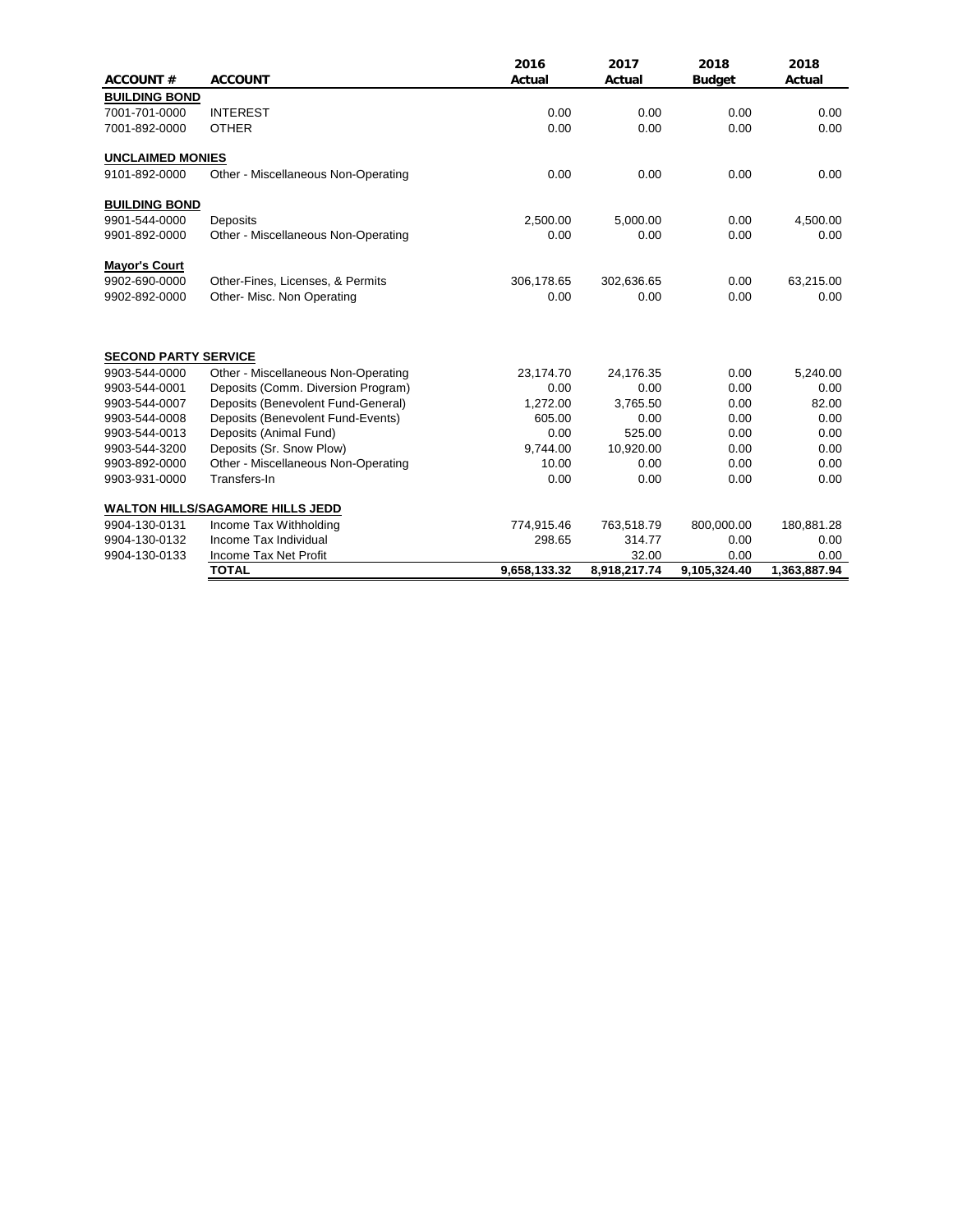| ACCOUNT # | ACCOUNT | 2016 Actual | 2017 Actual | 2018 Budget | 2018 Actual |
|---|---|---|---|---|---|
| **BUILDING BOND** | | | | | |
| 7001-701-0000 | INTEREST | 0.00 | 0.00 | 0.00 | 0.00 |
| 7001-892-0000 | OTHER | 0.00 | 0.00 | 0.00 | 0.00 |
| **UNCLAIMED MONIES** | | | | | |
| 9101-892-0000 | Other - Miscellaneous Non-Operating | 0.00 | 0.00 | 0.00 | 0.00 |
| **BUILDING BOND** | | | | | |
| 9901-544-0000 | Deposits | 2,500.00 | 5,000.00 | 0.00 | 4,500.00 |
| 9901-892-0000 | Other - Miscellaneous Non-Operating | 0.00 | 0.00 | 0.00 | 0.00 |
| **Mayor's Court** | | | | | |
| 9902-690-0000 | Other-Fines, Licenses, & Permits | 306,178.65 | 302,636.65 | 0.00 | 63,215.00 |
| 9902-892-0000 | Other- Misc. Non Operating | 0.00 | 0.00 | 0.00 | 0.00 |
| **SECOND PARTY SERVICE** | | | | | |
| 9903-544-0000 | Other - Miscellaneous Non-Operating | 23,174.70 | 24,176.35 | 0.00 | 5,240.00 |
| 9903-544-0001 | Deposits (Comm. Diversion Program) | 0.00 | 0.00 | 0.00 | 0.00 |
| 9903-544-0007 | Deposits (Benevolent Fund-General) | 1,272.00 | 3,765.50 | 0.00 | 82.00 |
| 9903-544-0008 | Deposits (Benevolent Fund-Events) | 605.00 | 0.00 | 0.00 | 0.00 |
| 9903-544-0013 | Deposits (Animal Fund) | 0.00 | 525.00 | 0.00 | 0.00 |
| 9903-544-3200 | Deposits (Sr. Snow Plow) | 9,744.00 | 10,920.00 | 0.00 | 0.00 |
| 9903-892-0000 | Other - Miscellaneous Non-Operating | 10.00 | 0.00 | 0.00 | 0.00 |
| 9903-931-0000 | Transfers-In | 0.00 | 0.00 | 0.00 | 0.00 |
| **WALTON HILLS/SAGAMORE HILLS JEDD** | | | | | |
| 9904-130-0131 | Income Tax Withholding | 774,915.46 | 763,518.79 | 800,000.00 | 180,881.28 |
| 9904-130-0132 | Income Tax Individual | 298.65 | 314.77 | 0.00 | 0.00 |
| 9904-130-0133 | Income Tax Net Profit | | 32.00 | 0.00 | 0.00 |
| | **TOTAL** | **9,658,133.32** | **8,918,217.74** | **9,105,324.40** | **1,363,887.94** |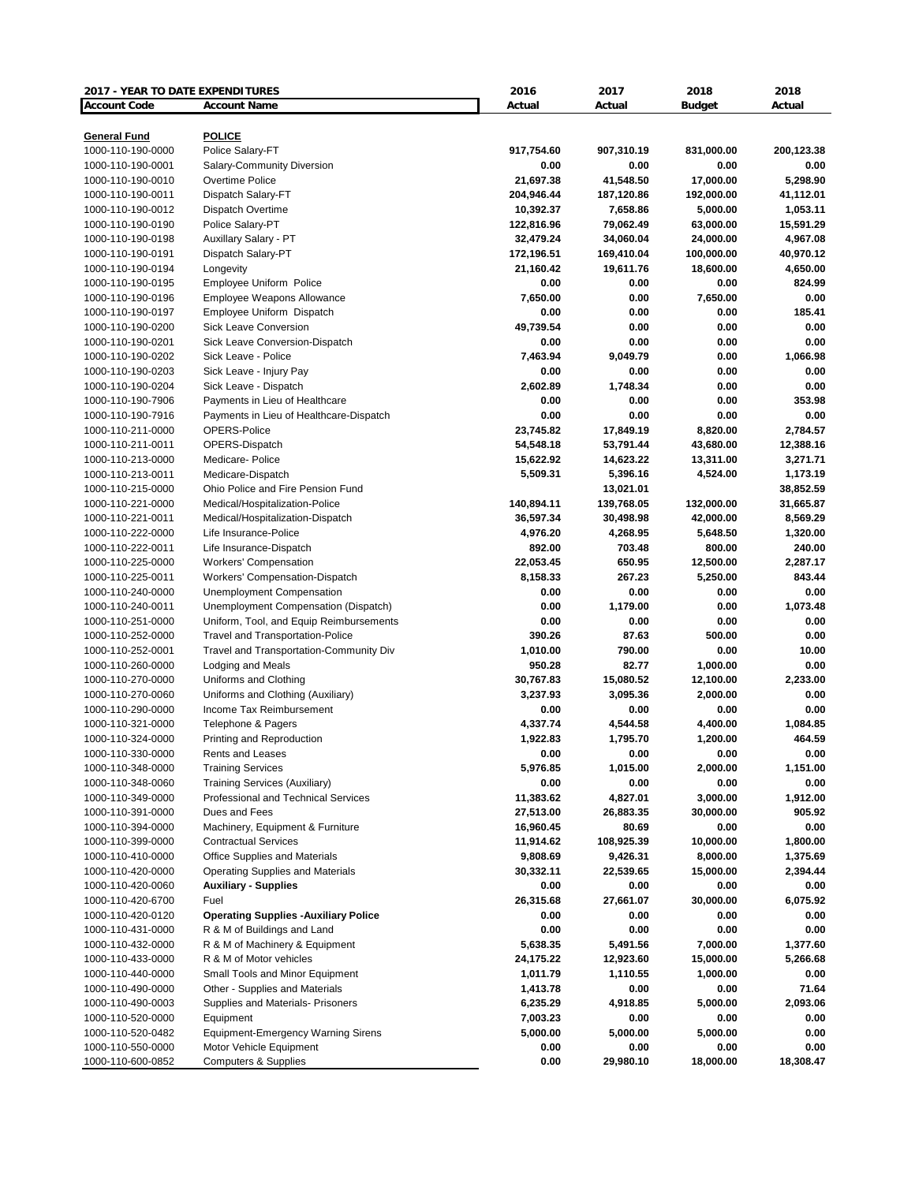| 2017 - YEAR TO DATE EXPENDITURES | | 2016 | 2017 | 2018 | 2018 |
|---|---|---|---|---|---|
| **Account Code** | **Account Name** | **Actual** | **Actual** | **Budget** | **Actual** |
| **General Fund** | **POLICE** | | | | |
| 1000-110-190-0000 | Police Salary-FT | 917,754.60 | 907,310.19 | 831,000.00 | 200,123.38 |
| 1000-110-190-0001 | Salary-Community Diversion | 0.00 | 0.00 | 0.00 | 0.00 |
| 1000-110-190-0010 | Overtime Police | 21,697.38 | 41,548.50 | 17,000.00 | 5,298.90 |
| 1000-110-190-0011 | Dispatch Salary-FT | 204,946.44 | 187,120.86 | 192,000.00 | 41,112.01 |
| 1000-110-190-0012 | Dispatch Overtime | 10,392.37 | 7,658.86 | 5,000.00 | 1,053.11 |
| 1000-110-190-0190 | Police Salary-PT | 122,816.96 | 79,062.49 | 63,000.00 | 15,591.29 |
| 1000-110-190-0198 | Auxillary Salary - PT | 32,479.24 | 34,060.04 | 24,000.00 | 4,967.08 |
| 1000-110-190-0191 | Dispatch Salary-PT | 172,196.51 | 169,410.04 | 100,000.00 | 40,970.12 |
| 1000-110-190-0194 | Longevity | 21,160.42 | 19,611.76 | 18,600.00 | 4,650.00 |
| 1000-110-190-0195 | Employee Uniform Police | 0.00 | 0.00 | 0.00 | 824.99 |
| 1000-110-190-0196 | Employee Weapons Allowance | 7,650.00 | 0.00 | 7,650.00 | 0.00 |
| 1000-110-190-0197 | Employee Uniform Dispatch | 0.00 | 0.00 | 0.00 | 185.41 |
| 1000-110-190-0200 | Sick Leave Conversion | 49,739.54 | 0.00 | 0.00 | 0.00 |
| 1000-110-190-0201 | Sick Leave Conversion-Dispatch | 0.00 | 0.00 | 0.00 | 0.00 |
| 1000-110-190-0202 | Sick Leave - Police | 7,463.94 | 9,049.79 | 0.00 | 1,066.98 |
| 1000-110-190-0203 | Sick Leave - Injury Pay | 0.00 | 0.00 | 0.00 | 0.00 |
| 1000-110-190-0204 | Sick Leave - Dispatch | 2,602.89 | 1,748.34 | 0.00 | 0.00 |
| 1000-110-190-7906 | Payments in Lieu of Healthcare | 0.00 | 0.00 | 0.00 | 353.98 |
| 1000-110-190-7916 | Payments in Lieu of Healthcare-Dispatch | 0.00 | 0.00 | 0.00 | 0.00 |
| 1000-110-211-0000 | OPERS-Police | 23,745.82 | 17,849.19 | 8,820.00 | 2,784.57 |
| 1000-110-211-0011 | OPERS-Dispatch | 54,548.18 | 53,791.44 | 43,680.00 | 12,388.16 |
| 1000-110-213-0000 | Medicare- Police | 15,622.92 | 14,623.22 | 13,311.00 | 3,271.71 |
| 1000-110-213-0011 | Medicare-Dispatch | 5,509.31 | 5,396.16 | 4,524.00 | 1,173.19 |
| 1000-110-215-0000 | Ohio Police and Fire Pension Fund | | 13,021.01 | | 38,852.59 |
| 1000-110-221-0000 | Medical/Hospitalization-Police | 140,894.11 | 139,768.05 | 132,000.00 | 31,665.87 |
| 1000-110-221-0011 | Medical/Hospitalization-Dispatch | 36,597.34 | 30,498.98 | 42,000.00 | 8,569.29 |
| 1000-110-222-0000 | Life Insurance-Police | 4,976.20 | 4,268.95 | 5,648.50 | 1,320.00 |
| 1000-110-222-0011 | Life Insurance-Dispatch | 892.00 | 703.48 | 800.00 | 240.00 |
| 1000-110-225-0000 | Workers' Compensation | 22,053.45 | 650.95 | 12,500.00 | 2,287.17 |
| 1000-110-225-0011 | Workers' Compensation-Dispatch | 8,158.33 | 267.23 | 5,250.00 | 843.44 |
| 1000-110-240-0000 | Unemployment Compensation | 0.00 | 0.00 | 0.00 | 0.00 |
| 1000-110-240-0011 | Unemployment Compensation (Dispatch) | 0.00 | 1,179.00 | 0.00 | 1,073.48 |
| 1000-110-251-0000 | Uniform, Tool, and Equip Reimbursements | 0.00 | 0.00 | 0.00 | 0.00 |
| 1000-110-252-0000 | Travel and Transportation-Police | 390.26 | 87.63 | 500.00 | 0.00 |
| 1000-110-252-0001 | Travel and Transportation-Community Div | 1,010.00 | 790.00 | 0.00 | 10.00 |
| 1000-110-260-0000 | Lodging and Meals | 950.28 | 82.77 | 1,000.00 | 0.00 |
| 1000-110-270-0000 | Uniforms and Clothing | 30,767.83 | 15,080.52 | 12,100.00 | 2,233.00 |
| 1000-110-270-0060 | Uniforms and Clothing (Auxiliary) | 3,237.93 | 3,095.36 | 2,000.00 | 0.00 |
| 1000-110-290-0000 | Income Tax Reimbursement | 0.00 | 0.00 | 0.00 | 0.00 |
| 1000-110-321-0000 | Telephone & Pagers | 4,337.74 | 4,544.58 | 4,400.00 | 1,084.85 |
| 1000-110-324-0000 | Printing and Reproduction | 1,922.83 | 1,795.70 | 1,200.00 | 464.59 |
| 1000-110-330-0000 | Rents and Leases | 0.00 | 0.00 | 0.00 | 0.00 |
| 1000-110-348-0000 | Training Services | 5,976.85 | 1,015.00 | 2,000.00 | 1,151.00 |
| 1000-110-348-0060 | Training Services (Auxiliary) | 0.00 | 0.00 | 0.00 | 0.00 |
| 1000-110-349-0000 | Professional and Technical Services | 11,383.62 | 4,827.01 | 3,000.00 | 1,912.00 |
| 1000-110-391-0000 | Dues and Fees | 27,513.00 | 26,883.35 | 30,000.00 | 905.92 |
| 1000-110-394-0000 | Machinery, Equipment & Furniture | 16,960.45 | 80.69 | 0.00 | 0.00 |
| 1000-110-399-0000 | Contractual Services | 11,914.62 | 108,925.39 | 10,000.00 | 1,800.00 |
| 1000-110-410-0000 | Office Supplies and Materials | 9,808.69 | 9,426.31 | 8,000.00 | 1,375.69 |
| 1000-110-420-0000 | Operating Supplies and Materials | 30,332.11 | 22,539.65 | 15,000.00 | 2,394.44 |
| 1000-110-420-0060 | **Auxiliary - Supplies** | 0.00 | 0.00 | 0.00 | 0.00 |
| 1000-110-420-6700 | Fuel | 26,315.68 | 27,661.07 | 30,000.00 | 6,075.92 |
| 1000-110-420-0120 | **Operating Supplies -Auxiliary Police** | 0.00 | 0.00 | 0.00 | 0.00 |
| 1000-110-431-0000 | R & M of Buildings and Land | 0.00 | 0.00 | 0.00 | 0.00 |
| 1000-110-432-0000 | R & M of Machinery & Equipment | 5,638.35 | 5,491.56 | 7,000.00 | 1,377.60 |
| 1000-110-433-0000 | R & M of Motor vehicles | 24,175.22 | 12,923.60 | 15,000.00 | 5,266.68 |
| 1000-110-440-0000 | Small Tools and Minor Equipment | 1,011.79 | 1,110.55 | 1,000.00 | 0.00 |
| 1000-110-490-0000 | Other - Supplies and Materials | 1,413.78 | 0.00 | 0.00 | 71.64 |
| 1000-110-490-0003 | Supplies and Materials- Prisoners | 6,235.29 | 4,918.85 | 5,000.00 | 2,093.06 |
| 1000-110-520-0000 | Equipment | 7,003.23 | 0.00 | 0.00 | 0.00 |
| 1000-110-520-0482 | Equipment-Emergency Warning Sirens | 5,000.00 | 5,000.00 | 5,000.00 | 0.00 |
| 1000-110-550-0000 | Motor Vehicle Equipment | 0.00 | 0.00 | 0.00 | 0.00 |
| 1000-110-600-0852 | Computers & Supplies | 0.00 | 29,980.10 | 18,000.00 | 18,308.47 |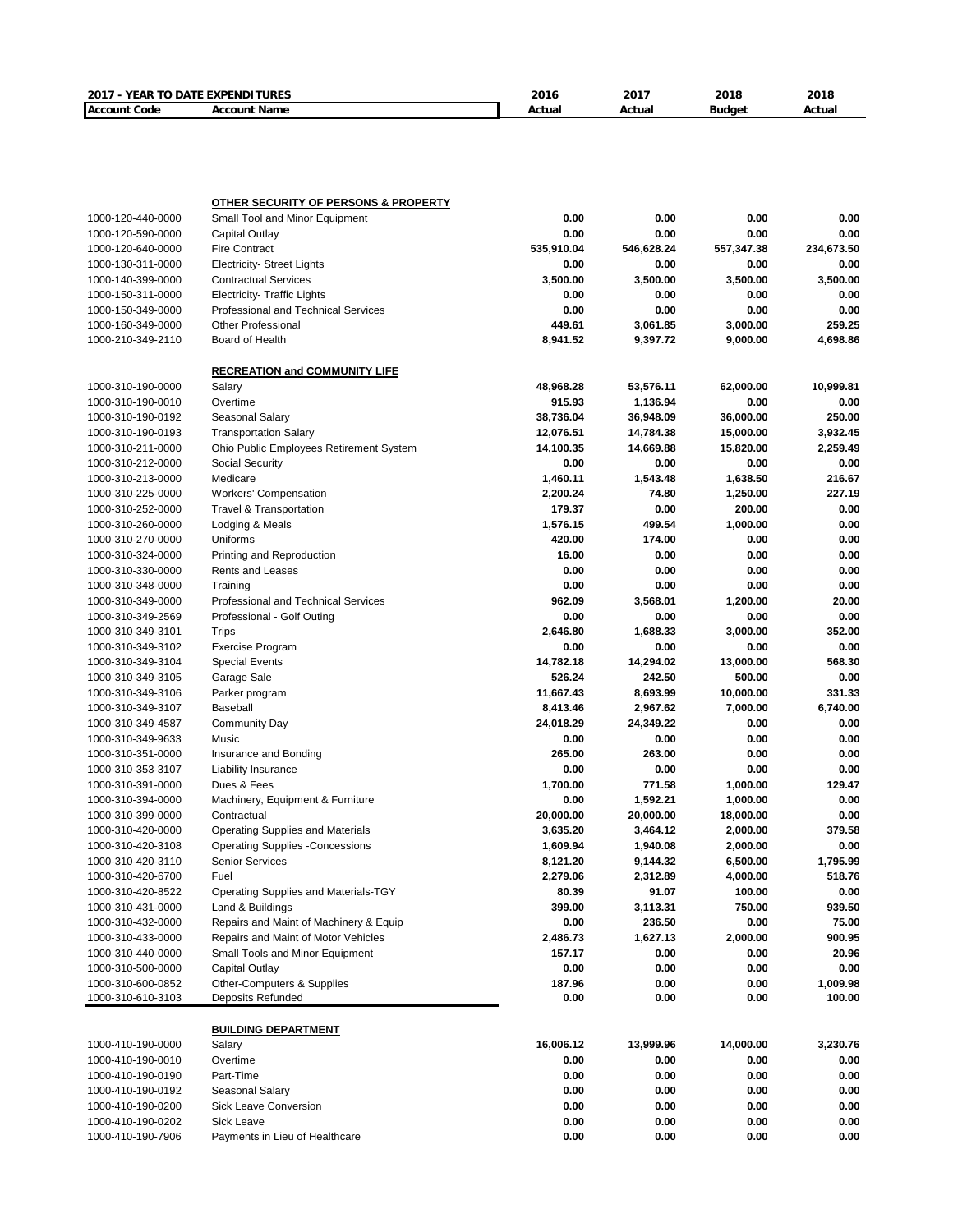| 2017 - YEAR TO DATE EXPENDITURES | | 2016 | 2017 | 2018 | 2018 |
|---|---|---|---|---|---|
| **Account Code** | **Account Name** | **Actual** | **Actual** | **Budget** | **Actual** |
| | **OTHER SECURITY OF PERSONS & PROPERTY** | | | | |
| 1000-120-440-0000 | Small Tool and Minor Equipment | 0.00 | 0.00 | 0.00 | 0.00 |
| 1000-120-590-0000 | Capital Outlay | 0.00 | 0.00 | 0.00 | 0.00 |
| 1000-120-640-0000 | Fire Contract | 535,910.04 | 546,628.24 | 557,347.38 | 234,673.50 |
| 1000-130-311-0000 | Electricity- Street Lights | 0.00 | 0.00 | 0.00 | 0.00 |
| 1000-140-399-0000 | Contractual Services | 3,500.00 | 3,500.00 | 3,500.00 | 3,500.00 |
| 1000-150-311-0000 | Electricity- Traffic Lights | 0.00 | 0.00 | 0.00 | 0.00 |
| 1000-150-349-0000 | Professional and Technical Services | 0.00 | 0.00 | 0.00 | 0.00 |
| 1000-160-349-0000 | Other Professional | 449.61 | 3,061.85 | 3,000.00 | 259.25 |
| 1000-210-349-2110 | Board of Health | 8,941.52 | 9,397.72 | 9,000.00 | 4,698.86 |
| | **RECREATION and COMMUNITY LIFE** | | | | |
| 1000-310-190-0000 | Salary | 48,968.28 | 53,576.11 | 62,000.00 | 10,999.81 |
| 1000-310-190-0010 | Overtime | 915.93 | 1,136.94 | 0.00 | 0.00 |
| 1000-310-190-0192 | Seasonal Salary | 38,736.04 | 36,948.09 | 36,000.00 | 250.00 |
| 1000-310-190-0193 | Transportation Salary | 12,076.51 | 14,784.38 | 15,000.00 | 3,932.45 |
| 1000-310-211-0000 | Ohio Public Employees Retirement System | 14,100.35 | 14,669.88 | 15,820.00 | 2,259.49 |
| 1000-310-212-0000 | Social Security | 0.00 | 0.00 | 0.00 | 0.00 |
| 1000-310-213-0000 | Medicare | 1,460.11 | 1,543.48 | 1,638.50 | 216.67 |
| 1000-310-225-0000 | Workers' Compensation | 2,200.24 | 74.80 | 1,250.00 | 227.19 |
| 1000-310-252-0000 | Travel & Transportation | 179.37 | 0.00 | 200.00 | 0.00 |
| 1000-310-260-0000 | Lodging & Meals | 1,576.15 | 499.54 | 1,000.00 | 0.00 |
| 1000-310-270-0000 | Uniforms | 420.00 | 174.00 | 0.00 | 0.00 |
| 1000-310-324-0000 | Printing and Reproduction | 16.00 | 0.00 | 0.00 | 0.00 |
| 1000-310-330-0000 | Rents and Leases | 0.00 | 0.00 | 0.00 | 0.00 |
| 1000-310-348-0000 | Training | 0.00 | 0.00 | 0.00 | 0.00 |
| 1000-310-349-0000 | Professional and Technical Services | 962.09 | 3,568.01 | 1,200.00 | 20.00 |
| 1000-310-349-2569 | Professional - Golf Outing | 0.00 | 0.00 | 0.00 | 0.00 |
| 1000-310-349-3101 | Trips | 2,646.80 | 1,688.33 | 3,000.00 | 352.00 |
| 1000-310-349-3102 | Exercise Program | 0.00 | 0.00 | 0.00 | 0.00 |
| 1000-310-349-3104 | Special Events | 14,782.18 | 14,294.02 | 13,000.00 | 568.30 |
| 1000-310-349-3105 | Garage Sale | 526.24 | 242.50 | 500.00 | 0.00 |
| 1000-310-349-3106 | Parker program | 11,667.43 | 8,693.99 | 10,000.00 | 331.33 |
| 1000-310-349-3107 | Baseball | 8,413.46 | 2,967.62 | 7,000.00 | 6,740.00 |
| 1000-310-349-4587 | Community Day | 24,018.29 | 24,349.22 | 0.00 | 0.00 |
| 1000-310-349-9633 | Music | 0.00 | 0.00 | 0.00 | 0.00 |
| 1000-310-351-0000 | Insurance and Bonding | 265.00 | 263.00 | 0.00 | 0.00 |
| 1000-310-353-3107 | Liability Insurance | 0.00 | 0.00 | 0.00 | 0.00 |
| 1000-310-391-0000 | Dues & Fees | 1,700.00 | 771.58 | 1,000.00 | 129.47 |
| 1000-310-394-0000 | Machinery, Equipment & Furniture | 0.00 | 1,592.21 | 1,000.00 | 0.00 |
| 1000-310-399-0000 | Contractual | 20,000.00 | 20,000.00 | 18,000.00 | 250.00 |
| 1000-310-420-0000 | Operating Supplies and Materials | 3,635.20 | 3,464.12 | 2,000.00 | 379.58 |
| 1000-310-420-3108 | Operating Supplies -Concessions | 1,609.94 | 1,940.08 | 2,000.00 | 0.00 |
| 1000-310-420-3110 | Senior Services | 8,121.20 | 9,144.32 | 6,500.00 | 1,795.99 |
| 1000-310-420-6700 | Fuel | 2,279.06 | 2,312.89 | 4,000.00 | 518.76 |
| 1000-310-420-8522 | Operating Supplies and Materials-TGY | 80.39 | 91.07 | 100.00 | 0.00 |
| 1000-310-431-0000 | Land & Buildings | 399.00 | 3,113.31 | 750.00 | 939.50 |
| 1000-310-432-0000 | Repairs and Maint of Machinery & Equip | 0.00 | 236.50 | 0.00 | 75.00 |
| 1000-310-433-0000 | Repairs and Maint of Motor Vehicles | 2,486.73 | 1,627.13 | 2,000.00 | 900.95 |
| 1000-310-440-0000 | Small Tools and Minor Equipment | 157.17 | 0.00 | 0.00 | 20.96 |
| 1000-310-500-0000 | Capital Outlay | 0.00 | 0.00 | 0.00 | 0.00 |
| 1000-310-600-0852 | Other-Computers & Supplies | 187.96 | 0.00 | 0.00 | 1,009.98 |
| 1000-310-610-3103 | Deposits Refunded | 0.00 | 0.00 | 0.00 | 100.00 |
| | **BUILDING DEPARTMENT** | | | | |
| 1000-410-190-0000 | Salary | 16,006.12 | 13,999.96 | 14,000.00 | 3,230.76 |
| 1000-410-190-0010 | Overtime | 0.00 | 0.00 | 0.00 | 0.00 |
| 1000-410-190-0190 | Part-Time | 0.00 | 0.00 | 0.00 | 0.00 |
| 1000-410-190-0192 | Seasonal Salary | 0.00 | 0.00 | 0.00 | 0.00 |
| 1000-410-190-0200 | Sick Leave Conversion | 0.00 | 0.00 | 0.00 | 0.00 |
| 1000-410-190-0202 | Sick Leave | 0.00 | 0.00 | 0.00 | 0.00 |
| 1000-410-190-7906 | Payments in Lieu of Healthcare | 0.00 | 0.00 | 0.00 | 0.00 |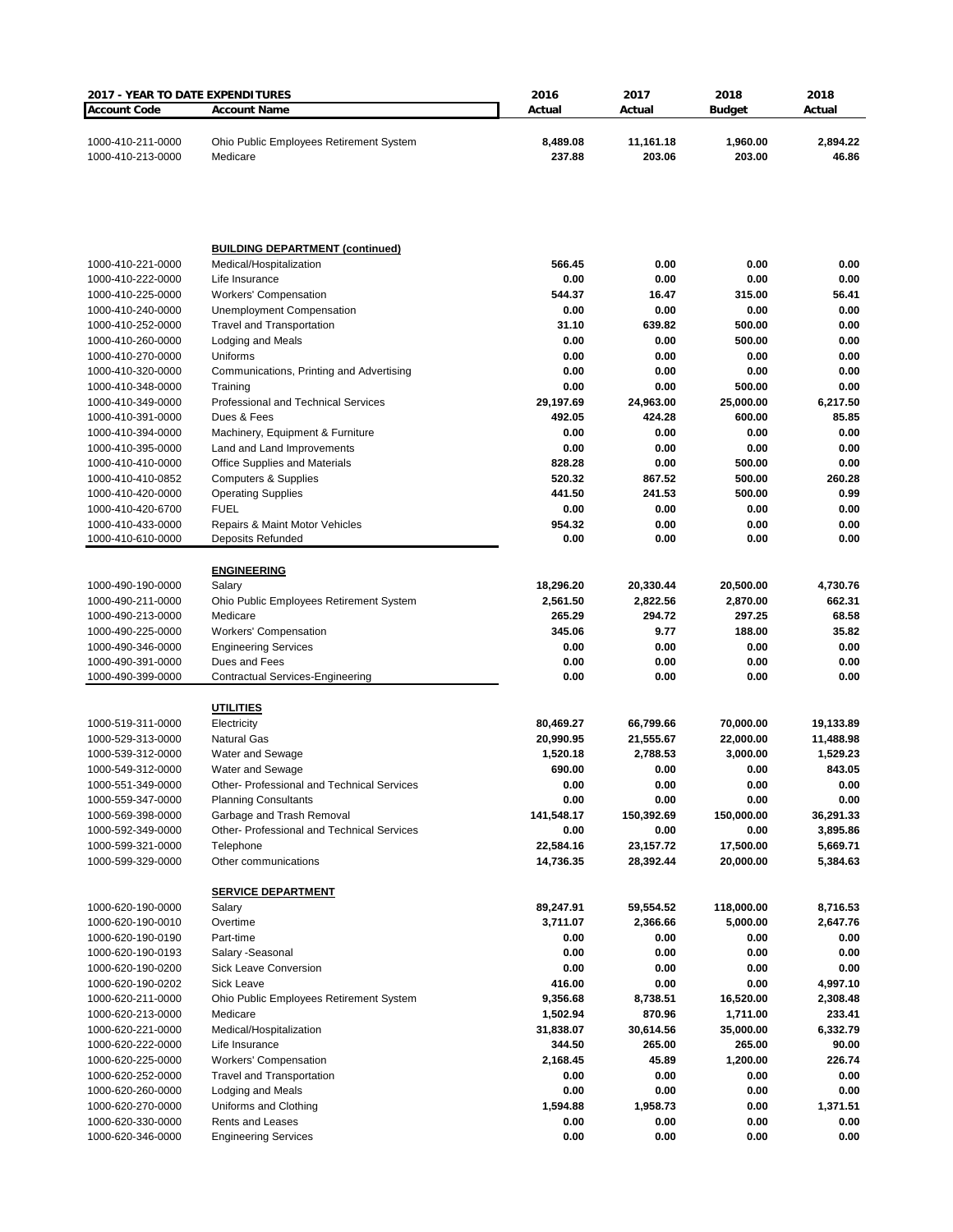| 2017 - YEAR TO DATE EXPENDITURES | | 2016 | 2017 | 2018 | 2018 |
|---|---|---|---|---|---|
| **Account Code** | **Account Name** | **Actual** | **Actual** | **Budget** | **Actual** |
| 1000-410-211-0000 | Ohio Public Employees Retirement System | **8,489.08** | **11,161.18** | **1,960.00** | **2,894.22** |
| 1000-410-213-0000 | Medicare | **237.88** | **203.06** | **203.00** | **46.86** |
| | **BUILDING DEPARTMENT (continued)** | | | | |
| 1000-410-221-0000 | Medical/Hospitalization | **566.45** | **0.00** | **0.00** | **0.00** |
| 1000-410-222-0000 | Life Insurance | **0.00** | **0.00** | **0.00** | **0.00** |
| 1000-410-225-0000 | Workers' Compensation | **544.37** | **16.47** | **315.00** | **56.41** |
| 1000-410-240-0000 | Unemployment Compensation | **0.00** | **0.00** | **0.00** | **0.00** |
| 1000-410-252-0000 | Travel and Transportation | **31.10** | **639.82** | **500.00** | **0.00** |
| 1000-410-260-0000 | Lodging and Meals | **0.00** | **0.00** | **500.00** | **0.00** |
| 1000-410-270-0000 | Uniforms | **0.00** | **0.00** | **0.00** | **0.00** |
| 1000-410-320-0000 | Communications, Printing and Advertising | **0.00** | **0.00** | **0.00** | **0.00** |
| 1000-410-348-0000 | Training | **0.00** | **0.00** | **500.00** | **0.00** |
| 1000-410-349-0000 | Professional and Technical Services | **29,197.69** | **24,963.00** | **25,000.00** | **6,217.50** |
| 1000-410-391-0000 | Dues & Fees | **492.05** | **424.28** | **600.00** | **85.85** |
| 1000-410-394-0000 | Machinery, Equipment & Furniture | **0.00** | **0.00** | **0.00** | **0.00** |
| 1000-410-395-0000 | Land and Land Improvements | **0.00** | **0.00** | **0.00** | **0.00** |
| 1000-410-410-0000 | Office Supplies and Materials | **828.28** | **0.00** | **500.00** | **0.00** |
| 1000-410-410-0852 | Computers & Supplies | **520.32** | **867.52** | **500.00** | **260.28** |
| 1000-410-420-0000 | Operating Supplies | **441.50** | **241.53** | **500.00** | **0.99** |
| 1000-410-420-6700 | FUEL | **0.00** | **0.00** | **0.00** | **0.00** |
| 1000-410-433-0000 | Repairs & Maint Motor Vehicles | **954.32** | **0.00** | **0.00** | **0.00** |
| 1000-410-610-0000 | Deposits Refunded | **0.00** | **0.00** | **0.00** | **0.00** |
| | **ENGINEERING** | | | | |
| 1000-490-190-0000 | Salary | **18,296.20** | **20,330.44** | **20,500.00** | **4,730.76** |
| 1000-490-211-0000 | Ohio Public Employees Retirement System | **2,561.50** | **2,822.56** | **2,870.00** | **662.31** |
| 1000-490-213-0000 | Medicare | **265.29** | **294.72** | **297.25** | **68.58** |
| 1000-490-225-0000 | Workers' Compensation | **345.06** | **9.77** | **188.00** | **35.82** |
| 1000-490-346-0000 | Engineering Services | **0.00** | **0.00** | **0.00** | **0.00** |
| 1000-490-391-0000 | Dues and Fees | **0.00** | **0.00** | **0.00** | **0.00** |
| 1000-490-399-0000 | Contractual Services-Engineering | **0.00** | **0.00** | **0.00** | **0.00** |
| | **UTILITIES** | | | | |
| 1000-519-311-0000 | Electricity | **80,469.27** | **66,799.66** | **70,000.00** | **19,133.89** |
| 1000-529-313-0000 | Natural Gas | **20,990.95** | **21,555.67** | **22,000.00** | **11,488.98** |
| 1000-539-312-0000 | Water and Sewage | **1,520.18** | **2,788.53** | **3,000.00** | **1,529.23** |
| 1000-549-312-0000 | Water and Sewage | **690.00** | **0.00** | **0.00** | **843.05** |
| 1000-551-349-0000 | Other- Professional and Technical Services | **0.00** | **0.00** | **0.00** | **0.00** |
| 1000-559-347-0000 | Planning Consultants | **0.00** | **0.00** | **0.00** | **0.00** |
| 1000-569-398-0000 | Garbage and Trash Removal | **141,548.17** | **150,392.69** | **150,000.00** | **36,291.33** |
| 1000-592-349-0000 | Other- Professional and Technical Services | **0.00** | **0.00** | **0.00** | **3,895.86** |
| 1000-599-321-0000 | Telephone | **22,584.16** | **23,157.72** | **17,500.00** | **5,669.71** |
| 1000-599-329-0000 | Other communications | **14,736.35** | **28,392.44** | **20,000.00** | **5,384.63** |
| | **SERVICE DEPARTMENT** | | | | |
| 1000-620-190-0000 | Salary | **89,247.91** | **59,554.52** | **118,000.00** | **8,716.53** |
| 1000-620-190-0010 | Overtime | **3,711.07** | **2,366.66** | **5,000.00** | **2,647.76** |
| 1000-620-190-0190 | Part-time | **0.00** | **0.00** | **0.00** | **0.00** |
| 1000-620-190-0193 | Salary -Seasonal | **0.00** | **0.00** | **0.00** | **0.00** |
| 1000-620-190-0200 | Sick Leave Conversion | **0.00** | **0.00** | **0.00** | **0.00** |
| 1000-620-190-0202 | Sick Leave | **416.00** | **0.00** | **0.00** | **4,997.10** |
| 1000-620-211-0000 | Ohio Public Employees Retirement System | **9,356.68** | **8,738.51** | **16,520.00** | **2,308.48** |
| 1000-620-213-0000 | Medicare | **1,502.94** | **870.96** | **1,711.00** | **233.41** |
| 1000-620-221-0000 | Medical/Hospitalization | **31,838.07** | **30,614.56** | **35,000.00** | **6,332.79** |
| 1000-620-222-0000 | Life Insurance | **344.50** | **265.00** | **265.00** | **90.00** |
| 1000-620-225-0000 | Workers' Compensation | **2,168.45** | **45.89** | **1,200.00** | **226.74** |
| 1000-620-252-0000 | Travel and Transportation | **0.00** | **0.00** | **0.00** | **0.00** |
| 1000-620-260-0000 | Lodging and Meals | **0.00** | **0.00** | **0.00** | **0.00** |
| 1000-620-270-0000 | Uniforms and Clothing | **1,594.88** | **1,958.73** | **0.00** | **1,371.51** |
| 1000-620-330-0000 | Rents and Leases | **0.00** | **0.00** | **0.00** | **0.00** |
| 1000-620-346-0000 | Engineering Services | **0.00** | **0.00** | **0.00** | **0.00** |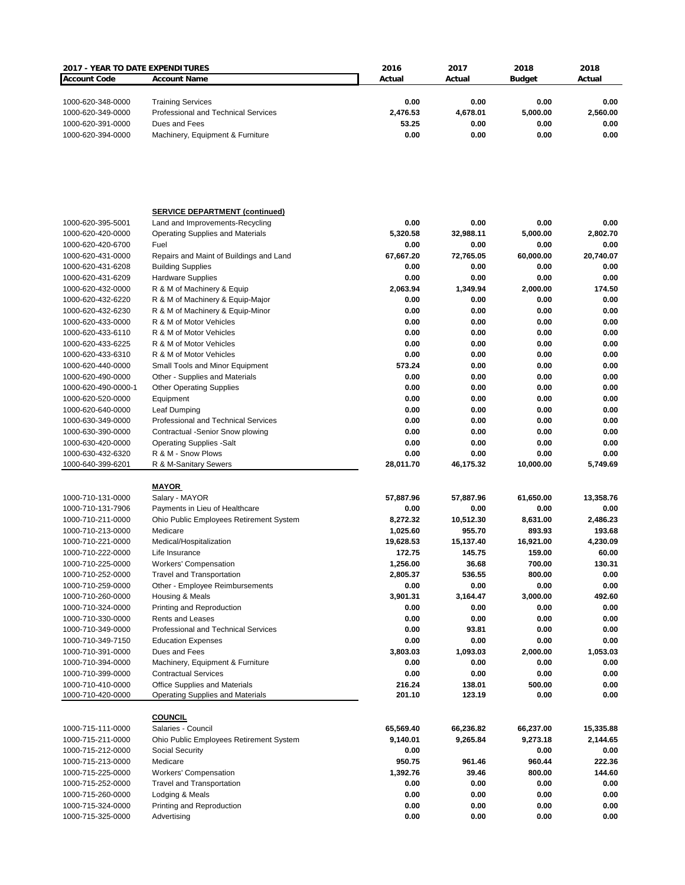| **2017 - YEAR TO DATE EXPENDITURES** | | **2016** | **2017** | **2018** | **2018** |
|---|---|---|---|---|---|
| **Account Code** | **Account Name** | **Actual** | **Actual** | **Budget** | **Actual** |
| 1000-620-348-0000 | Training Services | **0.00** | **0.00** | **0.00** | **0.00** |
| 1000-620-349-0000 | Professional and Technical Services | **2,476.53** | **4,678.01** | **5,000.00** | **2,560.00** |
| 1000-620-391-0000 | Dues and Fees | **53.25** | **0.00** | **0.00** | **0.00** |
| 1000-620-394-0000 | Machinery, Equipment & Furniture | **0.00** | **0.00** | **0.00** | **0.00** |
| | **SERVICE DEPARTMENT (continued)** | | | | |
| 1000-620-395-5001 | Land and Improvements-Recycling | **0.00** | **0.00** | **0.00** | **0.00** |
| 1000-620-420-0000 | Operating Supplies and Materials | **5,320.58** | **32,988.11** | **5,000.00** | **2,802.70** |
| 1000-620-420-6700 | Fuel | **0.00** | **0.00** | **0.00** | **0.00** |
| 1000-620-431-0000 | Repairs and Maint of Buildings and Land | **67,667.20** | **72,765.05** | **60,000.00** | **20,740.07** |
| 1000-620-431-6208 | Building Supplies | **0.00** | **0.00** | **0.00** | **0.00** |
| 1000-620-431-6209 | Hardware Supplies | **0.00** | **0.00** | **0.00** | **0.00** |
| 1000-620-432-0000 | R & M of Machinery & Equip | **2,063.94** | **1,349.94** | **2,000.00** | **174.50** |
| 1000-620-432-6220 | R & M of Machinery & Equip-Major | **0.00** | **0.00** | **0.00** | **0.00** |
| 1000-620-432-6230 | R & M of Machinery & Equip-Minor | **0.00** | **0.00** | **0.00** | **0.00** |
| 1000-620-433-0000 | R & M of Motor Vehicles | **0.00** | **0.00** | **0.00** | **0.00** |
| 1000-620-433-6110 | R & M of Motor Vehicles | **0.00** | **0.00** | **0.00** | **0.00** |
| 1000-620-433-6225 | R & M of Motor Vehicles | **0.00** | **0.00** | **0.00** | **0.00** |
| 1000-620-433-6310 | R & M of Motor Vehicles | **0.00** | **0.00** | **0.00** | **0.00** |
| 1000-620-440-0000 | Small Tools and Minor Equipment | **573.24** | **0.00** | **0.00** | **0.00** |
| 1000-620-490-0000 | Other - Supplies and Materials | **0.00** | **0.00** | **0.00** | **0.00** |
| 1000-620-490-0000-1 | Other Operating Supplies | **0.00** | **0.00** | **0.00** | **0.00** |
| 1000-620-520-0000 | Equipment | **0.00** | **0.00** | **0.00** | **0.00** |
| 1000-620-640-0000 | Leaf Dumping | **0.00** | **0.00** | **0.00** | **0.00** |
| 1000-630-349-0000 | Professional and Technical Services | **0.00** | **0.00** | **0.00** | **0.00** |
| 1000-630-390-0000 | Contractual -Senior Snow plowing | **0.00** | **0.00** | **0.00** | **0.00** |
| 1000-630-420-0000 | Operating Supplies -Salt | **0.00** | **0.00** | **0.00** | **0.00** |
| 1000-630-432-6320 | R & M - Snow Plows | **0.00** | **0.00** | **0.00** | **0.00** |
| 1000-640-399-6201 | R & M-Sanitary Sewers | **28,011.70** | **46,175.32** | **10,000.00** | **5,749.69** |
| | **MAYOR** | | | | |
| 1000-710-131-0000 | Salary - MAYOR | **57,887.96** | **57,887.96** | **61,650.00** | **13,358.76** |
| 1000-710-131-7906 | Payments in Lieu of Healthcare | **0.00** | **0.00** | **0.00** | **0.00** |
| 1000-710-211-0000 | Ohio Public Employees Retirement System | **8,272.32** | **10,512.30** | **8,631.00** | **2,486.23** |
| 1000-710-213-0000 | Medicare | **1,025.60** | **955.70** | **893.93** | **193.68** |
| 1000-710-221-0000 | Medical/Hospitalization | **19,628.53** | **15,137.40** | **16,921.00** | **4,230.09** |
| 1000-710-222-0000 | Life Insurance | **172.75** | **145.75** | **159.00** | **60.00** |
| 1000-710-225-0000 | Workers' Compensation | **1,256.00** | **36.68** | **700.00** | **130.31** |
| 1000-710-252-0000 | Travel and Transportation | **2,805.37** | **536.55** | **800.00** | **0.00** |
| 1000-710-259-0000 | Other - Employee Reimbursements | **0.00** | **0.00** | **0.00** | **0.00** |
| 1000-710-260-0000 | Housing & Meals | **3,901.31** | **3,164.47** | **3,000.00** | **492.60** |
| 1000-710-324-0000 | Printing and Reproduction | **0.00** | **0.00** | **0.00** | **0.00** |
| 1000-710-330-0000 | Rents and Leases | **0.00** | **0.00** | **0.00** | **0.00** |
| 1000-710-349-0000 | Professional and Technical Services | **0.00** | **93.81** | **0.00** | **0.00** |
| 1000-710-349-7150 | Education Expenses | **0.00** | **0.00** | **0.00** | **0.00** |
| 1000-710-391-0000 | Dues and Fees | **3,803.03** | **1,093.03** | **2,000.00** | **1,053.03** |
| 1000-710-394-0000 | Machinery, Equipment & Furniture | **0.00** | **0.00** | **0.00** | **0.00** |
| 1000-710-399-0000 | Contractual Services | **0.00** | **0.00** | **0.00** | **0.00** |
| 1000-710-410-0000 | Office Supplies and Materials | **216.24** | **138.01** | **500.00** | **0.00** |
| 1000-710-420-0000 | Operating Supplies and Materials | **201.10** | **123.19** | **0.00** | **0.00** |
| | **COUNCIL** | | | | |
| 1000-715-111-0000 | Salaries - Council | **65,569.40** | **66,236.82** | **66,237.00** | **15,335.88** |
| 1000-715-211-0000 | Ohio Public Employees Retirement System | **9,140.01** | **9,265.84** | **9,273.18** | **2,144.65** |
| 1000-715-212-0000 | Social Security | **0.00** | | **0.00** | **0.00** |
| 1000-715-213-0000 | Medicare | **950.75** | **961.46** | **960.44** | **222.36** |
| 1000-715-225-0000 | Workers' Compensation | **1,392.76** | **39.46** | **800.00** | **144.60** |
| 1000-715-252-0000 | Travel and Transportation | **0.00** | **0.00** | **0.00** | **0.00** |
| 1000-715-260-0000 | Lodging & Meals | **0.00** | **0.00** | **0.00** | **0.00** |
| 1000-715-324-0000 | Printing and Reproduction | **0.00** | **0.00** | **0.00** | **0.00** |
| 1000-715-325-0000 | Advertising | **0.00** | **0.00** | **0.00** | **0.00** |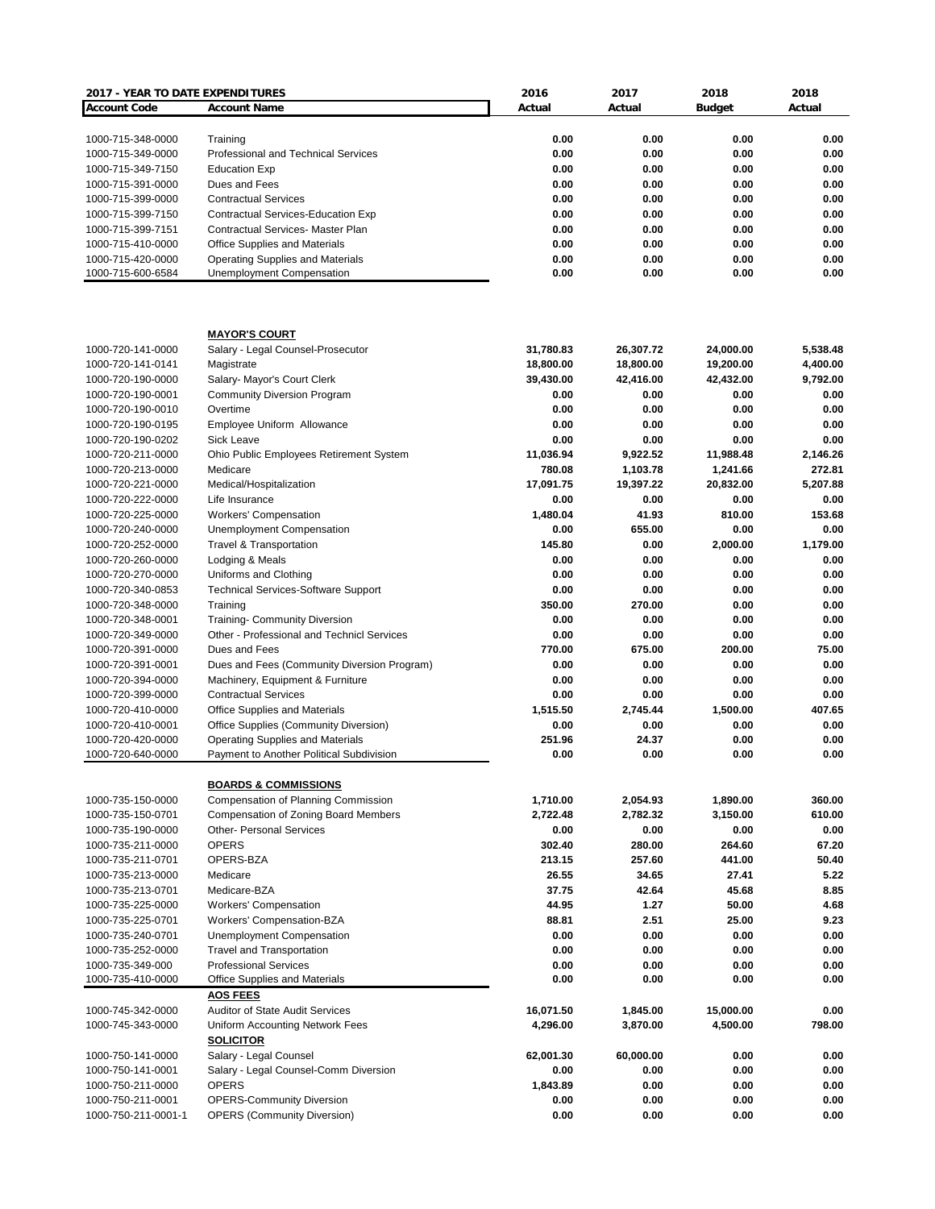| 2017 - YEAR TO DATE EXPENDITURES | | 2016 | 2017 | 2018 | 2018 |
|---|---|---|---|---|---|
| **Account Code** | **Account Name** | **Actual** | **Actual** | **Budget** | **Actual** |
| 1000-715-348-0000 | Training | 0.00 | 0.00 | 0.00 | 0.00 |
| 1000-715-349-0000 | Professional and Technical Services | 0.00 | 0.00 | 0.00 | 0.00 |
| 1000-715-349-7150 | Education Exp | 0.00 | 0.00 | 0.00 | 0.00 |
| 1000-715-391-0000 | Dues and Fees | 0.00 | 0.00 | 0.00 | 0.00 |
| 1000-715-399-0000 | Contractual Services | 0.00 | 0.00 | 0.00 | 0.00 |
| 1000-715-399-7150 | Contractual Services-Education Exp | 0.00 | 0.00 | 0.00 | 0.00 |
| 1000-715-399-7151 | Contractual Services- Master Plan | 0.00 | 0.00 | 0.00 | 0.00 |
| 1000-715-410-0000 | Office Supplies and Materials | 0.00 | 0.00 | 0.00 | 0.00 |
| 1000-715-420-0000 | Operating Supplies and Materials | 0.00 | 0.00 | 0.00 | 0.00 |
| 1000-715-600-6584 | Unemployment Compensation | 0.00 | 0.00 | 0.00 | 0.00 |
| | **MAYOR'S COURT** | | | | |
| 1000-720-141-0000 | Salary - Legal Counsel-Prosecutor | 31,780.83 | 26,307.72 | 24,000.00 | 5,538.48 |
| 1000-720-141-0141 | Magistrate | 18,800.00 | 18,800.00 | 19,200.00 | 4,400.00 |
| 1000-720-190-0000 | Salary- Mayor's Court Clerk | 39,430.00 | 42,416.00 | 42,432.00 | 9,792.00 |
| 1000-720-190-0001 | Community Diversion Program | 0.00 | 0.00 | 0.00 | 0.00 |
| 1000-720-190-0010 | Overtime | 0.00 | 0.00 | 0.00 | 0.00 |
| 1000-720-190-0195 | Employee Uniform Allowance | 0.00 | 0.00 | 0.00 | 0.00 |
| 1000-720-190-0202 | Sick Leave | 0.00 | 0.00 | 0.00 | 0.00 |
| 1000-720-211-0000 | Ohio Public Employees Retirement System | 11,036.94 | 9,922.52 | 11,988.48 | 2,146.26 |
| 1000-720-213-0000 | Medicare | 780.08 | 1,103.78 | 1,241.66 | 272.81 |
| 1000-720-221-0000 | Medical/Hospitalization | 17,091.75 | 19,397.22 | 20,832.00 | 5,207.88 |
| 1000-720-222-0000 | Life Insurance | 0.00 | 0.00 | 0.00 | 0.00 |
| 1000-720-225-0000 | Workers' Compensation | 1,480.04 | 41.93 | 810.00 | 153.68 |
| 1000-720-240-0000 | Unemployment Compensation | 0.00 | 655.00 | 0.00 | 0.00 |
| 1000-720-252-0000 | Travel & Transportation | 145.80 | 0.00 | 2,000.00 | 1,179.00 |
| 1000-720-260-0000 | Lodging & Meals | 0.00 | 0.00 | 0.00 | 0.00 |
| 1000-720-270-0000 | Uniforms and Clothing | 0.00 | 0.00 | 0.00 | 0.00 |
| 1000-720-340-0853 | Technical Services-Software Support | 0.00 | 0.00 | 0.00 | 0.00 |
| 1000-720-348-0000 | Training | 350.00 | 270.00 | 0.00 | 0.00 |
| 1000-720-348-0001 | Training- Community Diversion | 0.00 | 0.00 | 0.00 | 0.00 |
| 1000-720-349-0000 | Other - Professional and Technicl Services | 0.00 | 0.00 | 0.00 | 0.00 |
| 1000-720-391-0000 | Dues and Fees | 770.00 | 675.00 | 200.00 | 75.00 |
| 1000-720-391-0001 | Dues and Fees (Community Diversion Program) | 0.00 | 0.00 | 0.00 | 0.00 |
| 1000-720-394-0000 | Machinery, Equipment & Furniture | 0.00 | 0.00 | 0.00 | 0.00 |
| 1000-720-399-0000 | Contractual Services | 0.00 | 0.00 | 0.00 | 0.00 |
| 1000-720-410-0000 | Office Supplies and Materials | 1,515.50 | 2,745.44 | 1,500.00 | 407.65 |
| 1000-720-410-0001 | Office Supplies (Community Diversion) | 0.00 | 0.00 | 0.00 | 0.00 |
| 1000-720-420-0000 | Operating Supplies and Materials | 251.96 | 24.37 | 0.00 | 0.00 |
| 1000-720-640-0000 | Payment to Another Political Subdivision | 0.00 | 0.00 | 0.00 | 0.00 |
| | **BOARDS & COMMISSIONS** | | | | |
| 1000-735-150-0000 | Compensation of Planning Commission | 1,710.00 | 2,054.93 | 1,890.00 | 360.00 |
| 1000-735-150-0701 | Compensation of Zoning Board Members | 2,722.48 | 2,782.32 | 3,150.00 | 610.00 |
| 1000-735-190-0000 | Other- Personal Services | 0.00 | 0.00 | 0.00 | 0.00 |
| 1000-735-211-0000 | OPERS | 302.40 | 280.00 | 264.60 | 67.20 |
| 1000-735-211-0701 | OPERS-BZA | 213.15 | 257.60 | 441.00 | 50.40 |
| 1000-735-213-0000 | Medicare | 26.55 | 34.65 | 27.41 | 5.22 |
| 1000-735-213-0701 | Medicare-BZA | 37.75 | 42.64 | 45.68 | 8.85 |
| 1000-735-225-0000 | Workers' Compensation | 44.95 | 1.27 | 50.00 | 4.68 |
| 1000-735-225-0701 | Workers' Compensation-BZA | 88.81 | 2.51 | 25.00 | 9.23 |
| 1000-735-240-0701 | Unemployment Compensation | 0.00 | 0.00 | 0.00 | 0.00 |
| 1000-735-252-0000 | Travel and Transportation | 0.00 | 0.00 | 0.00 | 0.00 |
| 1000-735-349-000 | Professional Services | 0.00 | 0.00 | 0.00 | 0.00 |
| 1000-735-410-0000 | Office Supplies and Materials | 0.00 | 0.00 | 0.00 | 0.00 |
| | **AOS FEES** | | | | |
| 1000-745-342-0000 | Auditor of State Audit Services | 16,071.50 | 1,845.00 | 15,000.00 | 0.00 |
| 1000-745-343-0000 | Uniform Accounting Network Fees | 4,296.00 | 3,870.00 | 4,500.00 | 798.00 |
| | **SOLICITOR** | | | | |
| 1000-750-141-0000 | Salary - Legal Counsel | 62,001.30 | 60,000.00 | 0.00 | 0.00 |
| 1000-750-141-0001 | Salary - Legal Counsel-Comm Diversion | 0.00 | 0.00 | 0.00 | 0.00 |
| 1000-750-211-0000 | OPERS | 1,843.89 | 0.00 | 0.00 | 0.00 |
| 1000-750-211-0001 | OPERS-Community Diversion | 0.00 | 0.00 | 0.00 | 0.00 |
| 1000-750-211-0001-1 | OPERS (Community Diversion) | 0.00 | 0.00 | 0.00 | 0.00 |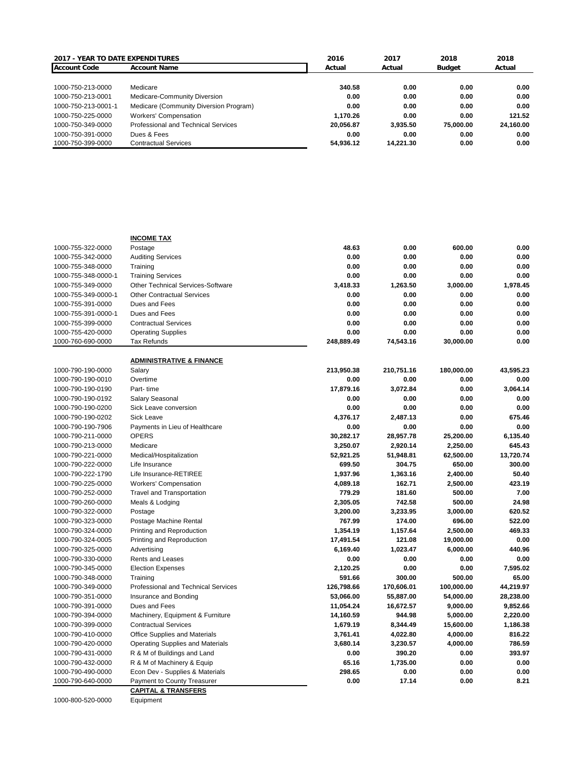**2017 - YEAR TO DATE EXPENDITURES**

| Account Code | Account Name | 2016 Actual | 2017 Actual | 2018 Budget | 2018 Actual |
|---|---|---|---|---|---|
| 1000-750-213-0000 | Medicare | 340.58 | 0.00 | 0.00 | 0.00 |
| 1000-750-213-0001 | Medicare-Community Diversion | 0.00 | 0.00 | 0.00 | 0.00 |
| 1000-750-213-0001-1 | Medicare (Community Diversion Program) | 0.00 | 0.00 | 0.00 | 0.00 |
| 1000-750-225-0000 | Workers' Compensation | 1,170.26 | 0.00 | 0.00 | 121.52 |
| 1000-750-349-0000 | Professional and Technical Services | 20,056.87 | 3,935.50 | 75,000.00 | 24,160.00 |
| 1000-750-391-0000 | Dues & Fees | 0.00 | 0.00 | 0.00 | 0.00 |
| 1000-750-399-0000 | Contractual Services | 54,936.12 | 14,221.30 | 0.00 | 0.00 |

| Account Code | Account Name | 2016 Actual | 2017 Actual | 2018 Budget | 2018 Actual |
|---|---|---|---|---|---|
| | **INCOME TAX** | | | | |
| 1000-755-322-0000 | Postage | 48.63 | 0.00 | 600.00 | 0.00 |
| 1000-755-342-0000 | Auditing Services | 0.00 | 0.00 | 0.00 | 0.00 |
| 1000-755-348-0000 | Training | 0.00 | 0.00 | 0.00 | 0.00 |
| 1000-755-348-0000-1 | Training Services | 0.00 | 0.00 | 0.00 | 0.00 |
| 1000-755-349-0000 | Other Technical Services-Software | 3,418.33 | 1,263.50 | 3,000.00 | 1,978.45 |
| 1000-755-349-0000-1 | Other Contractual Services | 0.00 | 0.00 | 0.00 | 0.00 |
| 1000-755-391-0000 | Dues and Fees | 0.00 | 0.00 | 0.00 | 0.00 |
| 1000-755-391-0000-1 | Dues and Fees | 0.00 | 0.00 | 0.00 | 0.00 |
| 1000-755-399-0000 | Contractual Services | 0.00 | 0.00 | 0.00 | 0.00 |
| 1000-755-420-0000 | Operating Supplies | 0.00 | 0.00 | 0.00 | 0.00 |
| 1000-760-690-0000 | Tax Refunds | 248,889.49 | 74,543.16 | 30,000.00 | 0.00 |
| | **ADMINISTRATIVE & FINANCE** | | | | |
| 1000-790-190-0000 | Salary | 213,950.38 | 210,751.16 | 180,000.00 | 43,595.23 |
| 1000-790-190-0010 | Overtime | 0.00 | 0.00 | 0.00 | 0.00 |
| 1000-790-190-0190 | Part- time | 17,879.16 | 3,072.84 | 0.00 | 3,064.14 |
| 1000-790-190-0192 | Salary Seasonal | 0.00 | 0.00 | 0.00 | 0.00 |
| 1000-790-190-0200 | Sick Leave conversion | 0.00 | 0.00 | 0.00 | 0.00 |
| 1000-790-190-0202 | Sick Leave | 4,376.17 | 2,487.13 | 0.00 | 675.46 |
| 1000-790-190-7906 | Payments in Lieu of Healthcare | 0.00 | 0.00 | 0.00 | 0.00 |
| 1000-790-211-0000 | OPERS | 30,282.17 | 28,957.78 | 25,200.00 | 6,135.40 |
| 1000-790-213-0000 | Medicare | 3,250.07 | 2,920.14 | 2,250.00 | 645.43 |
| 1000-790-221-0000 | Medical/Hospitalization | 52,921.25 | 51,948.81 | 62,500.00 | 13,720.74 |
| 1000-790-222-0000 | Life Insurance | 699.50 | 304.75 | 650.00 | 300.00 |
| 1000-790-222-1790 | Life Insurance-RETIREE | 1,937.96 | 1,363.16 | 2,400.00 | 50.40 |
| 1000-790-225-0000 | Workers' Compensation | 4,089.18 | 162.71 | 2,500.00 | 423.19 |
| 1000-790-252-0000 | Travel and Transportation | 779.29 | 181.60 | 500.00 | 7.00 |
| 1000-790-260-0000 | Meals & Lodging | 2,305.05 | 742.58 | 500.00 | 24.98 |
| 1000-790-322-0000 | Postage | 3,200.00 | 3,233.95 | 3,000.00 | 620.52 |
| 1000-790-323-0000 | Postage Machine Rental | 767.99 | 174.00 | 696.00 | 522.00 |
| 1000-790-324-0000 | Printing and Reproduction | 1,354.19 | 1,157.64 | 2,500.00 | 469.33 |
| 1000-790-324-0005 | Printing and Reproduction | 17,491.54 | 121.08 | 19,000.00 | 0.00 |
| 1000-790-325-0000 | Advertising | 6,169.40 | 1,023.47 | 6,000.00 | 440.96 |
| 1000-790-330-0000 | Rents and Leases | 0.00 | 0.00 | 0.00 | 0.00 |
| 1000-790-345-0000 | Election Expenses | 2,120.25 | 0.00 | 0.00 | 7,595.02 |
| 1000-790-348-0000 | Training | 591.66 | 300.00 | 500.00 | 65.00 |
| 1000-790-349-0000 | Professional and Technical Services | 126,798.66 | 170,606.01 | 100,000.00 | 44,219.97 |
| 1000-790-351-0000 | Insurance and Bonding | 53,066.00 | 55,887.00 | 54,000.00 | 28,238.00 |
| 1000-790-391-0000 | Dues and Fees | 11,054.24 | 16,672.57 | 9,000.00 | 9,852.66 |
| 1000-790-394-0000 | Machinery, Equipment & Furniture | 14,160.59 | 944.98 | 5,000.00 | 2,220.00 |
| 1000-790-399-0000 | Contractual Services | 1,679.19 | 8,344.49 | 15,600.00 | 1,186.38 |
| 1000-790-410-0000 | Office Supplies and Materials | 3,761.41 | 4,022.80 | 4,000.00 | 816.22 |
| 1000-790-420-0000 | Operating Supplies and Materials | 3,680.14 | 3,230.57 | 4,000.00 | 786.59 |
| 1000-790-431-0000 | R & M of Buildings and Land | 0.00 | 390.20 | 0.00 | 393.97 |
| 1000-790-432-0000 | R & M of Machinery & Equip | 65.16 | 1,735.00 | 0.00 | 0.00 |
| 1000-790-490-0000 | Econ Dev - Supplies & Materials | 298.65 | 0.00 | 0.00 | 0.00 |
| 1000-790-640-0000 | Payment to County Treasurer | 0.00 | 17.14 | 0.00 | 8.21 |
| | **CAPITAL & TRANSFERS** | | | | |
| 1000-800-520-0000 | Equipment | | | | |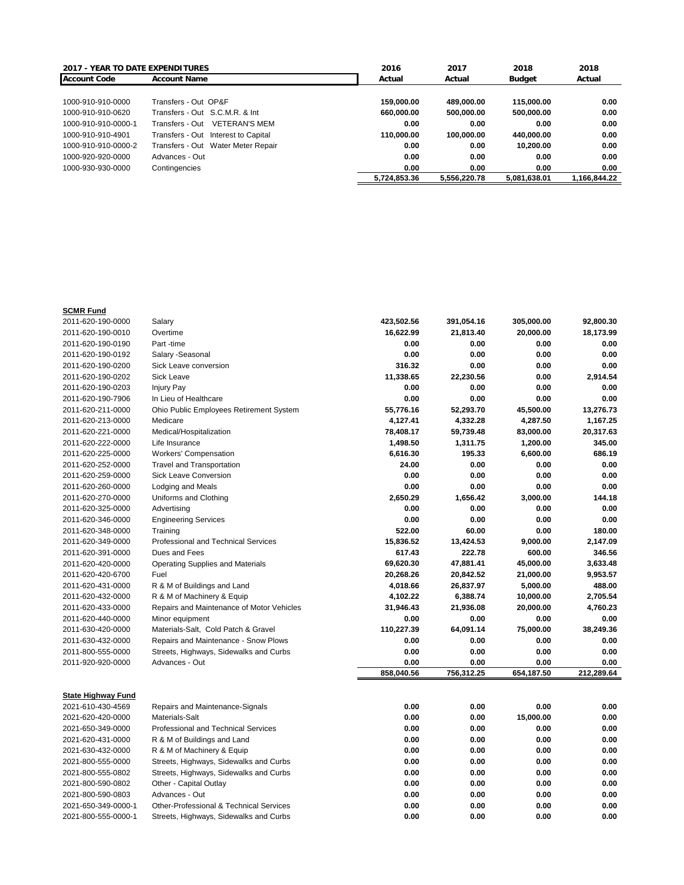| 2017 - YEAR TO DATE EXPENDITURES | | 2016 | 2017 | 2018 | 2018 |
|---|---|---|---|---|---|
| **Account Code** | **Account Name** | **Actual** | **Actual** | **Budget** | **Actual** |
| 1000-910-910-0000 | Transfers - Out OP&F | 159,000.00 | 489,000.00 | 115,000.00 | 0.00 |
| 1000-910-910-0620 | Transfers - Out S.C.M.R. & Int | 660,000.00 | 500,000.00 | 500,000.00 | 0.00 |
| 1000-910-910-0000-1 | Transfers - Out VETERAN'S MEM | 0.00 | 0.00 | 0.00 | 0.00 |
| 1000-910-910-4901 | Transfers - Out Interest to Capital | 110,000.00 | 100,000.00 | 440,000.00 | 0.00 |
| 1000-910-910-0000-2 | Transfers - Out Water Meter Repair | 0.00 | 0.00 | 10,200.00 | 0.00 |
| 1000-920-920-0000 | Advances - Out | 0.00 | 0.00 | 0.00 | 0.00 |
| 1000-930-930-0000 | Contingencies | 0.00 | 0.00 | 0.00 | 0.00 |
| | | 5,724,853.36 | 5,556,220.78 | 5,081,638.01 | 1,166,844.22 |

**SCMR Fund**

| Account Code | Account Name | 2016 Actual | 2017 Actual | 2018 Budget | 2018 Actual |
|---|---|---|---|---|---|
| 2011-620-190-0000 | Salary | 423,502.56 | 391,054.16 | 305,000.00 | 92,800.30 |
| 2011-620-190-0010 | Overtime | 16,622.99 | 21,813.40 | 20,000.00 | 18,173.99 |
| 2011-620-190-0190 | Part -time | 0.00 | 0.00 | 0.00 | 0.00 |
| 2011-620-190-0192 | Salary -Seasonal | 0.00 | 0.00 | 0.00 | 0.00 |
| 2011-620-190-0200 | Sick Leave conversion | 316.32 | 0.00 | 0.00 | 0.00 |
| 2011-620-190-0202 | Sick Leave | 11,338.65 | 22,230.56 | 0.00 | 2,914.54 |
| 2011-620-190-0203 | Injury Pay | 0.00 | 0.00 | 0.00 | 0.00 |
| 2011-620-190-7906 | In Lieu of Healthcare | 0.00 | 0.00 | 0.00 | 0.00 |
| 2011-620-211-0000 | Ohio Public Employees Retirement System | 55,776.16 | 52,293.70 | 45,500.00 | 13,276.73 |
| 2011-620-213-0000 | Medicare | 4,127.41 | 4,332.28 | 4,287.50 | 1,167.25 |
| 2011-620-221-0000 | Medical/Hospitalization | 78,408.17 | 59,739.48 | 83,000.00 | 20,317.63 |
| 2011-620-222-0000 | Life Insurance | 1,498.50 | 1,311.75 | 1,200.00 | 345.00 |
| 2011-620-225-0000 | Workers' Compensation | 6,616.30 | 195.33 | 6,600.00 | 686.19 |
| 2011-620-252-0000 | Travel and Transportation | 24.00 | 0.00 | 0.00 | 0.00 |
| 2011-620-259-0000 | Sick Leave Conversion | 0.00 | 0.00 | 0.00 | 0.00 |
| 2011-620-260-0000 | Lodging and Meals | 0.00 | 0.00 | 0.00 | 0.00 |
| 2011-620-270-0000 | Uniforms and Clothing | 2,650.29 | 1,656.42 | 3,000.00 | 144.18 |
| 2011-620-325-0000 | Advertising | 0.00 | 0.00 | 0.00 | 0.00 |
| 2011-620-346-0000 | Engineering Services | 0.00 | 0.00 | 0.00 | 0.00 |
| 2011-620-348-0000 | Training | 522.00 | 60.00 | 0.00 | 180.00 |
| 2011-620-349-0000 | Professional and Technical Services | 15,836.52 | 13,424.53 | 9,000.00 | 2,147.09 |
| 2011-620-391-0000 | Dues and Fees | 617.43 | 222.78 | 600.00 | 346.56 |
| 2011-620-420-0000 | Operating Supplies and Materials | 69,620.30 | 47,881.41 | 45,000.00 | 3,633.48 |
| 2011-620-420-6700 | Fuel | 20,268.26 | 20,842.52 | 21,000.00 | 9,953.57 |
| 2011-620-431-0000 | R & M of Buildings and Land | 4,018.66 | 26,837.97 | 5,000.00 | 488.00 |
| 2011-620-432-0000 | R & M of Machinery & Equip | 4,102.22 | 6,388.74 | 10,000.00 | 2,705.54 |
| 2011-620-433-0000 | Repairs and Maintenance of Motor Vehicles | 31,946.43 | 21,936.08 | 20,000.00 | 4,760.23 |
| 2011-620-440-0000 | Minor equipment | 0.00 | 0.00 | 0.00 | 0.00 |
| 2011-630-420-0000 | Materials-Salt, Cold Patch & Gravel | 110,227.39 | 64,091.14 | 75,000.00 | 38,249.36 |
| 2011-630-432-0000 | Repairs and Maintenance - Snow Plows | 0.00 | 0.00 | 0.00 | 0.00 |
| 2011-800-555-0000 | Streets, Highways, Sidewalks and Curbs | 0.00 | 0.00 | 0.00 | 0.00 |
| 2011-920-920-0000 | Advances - Out | 0.00 | 0.00 | 0.00 | 0.00 |
| | | 858,040.56 | 756,312.25 | 654,187.50 | 212,289.64 |

**State Highway Fund**

| Account Code | Account Name | 2016 Actual | 2017 Actual | 2018 Budget | 2018 Actual |
|---|---|---|---|---|---|
| 2021-610-430-4569 | Repairs and Maintenance-Signals | 0.00 | 0.00 | 0.00 | 0.00 |
| 2021-620-420-0000 | Materials-Salt | 0.00 | 0.00 | 15,000.00 | 0.00 |
| 2021-650-349-0000 | Professional and Technical Services | 0.00 | 0.00 | 0.00 | 0.00 |
| 2021-620-431-0000 | R & M of Buildings and Land | 0.00 | 0.00 | 0.00 | 0.00 |
| 2021-630-432-0000 | R & M of Machinery & Equip | 0.00 | 0.00 | 0.00 | 0.00 |
| 2021-800-555-0000 | Streets, Highways, Sidewalks and Curbs | 0.00 | 0.00 | 0.00 | 0.00 |
| 2021-800-555-0802 | Streets, Highways, Sidewalks and Curbs | 0.00 | 0.00 | 0.00 | 0.00 |
| 2021-800-590-0802 | Other - Capital Outlay | 0.00 | 0.00 | 0.00 | 0.00 |
| 2021-800-590-0803 | Advances - Out | 0.00 | 0.00 | 0.00 | 0.00 |
| 2021-650-349-0000-1 | Other-Professional & Technical Services | 0.00 | 0.00 | 0.00 | 0.00 |
| 2021-800-555-0000-1 | Streets, Highways, Sidewalks and Curbs | 0.00 | 0.00 | 0.00 | 0.00 |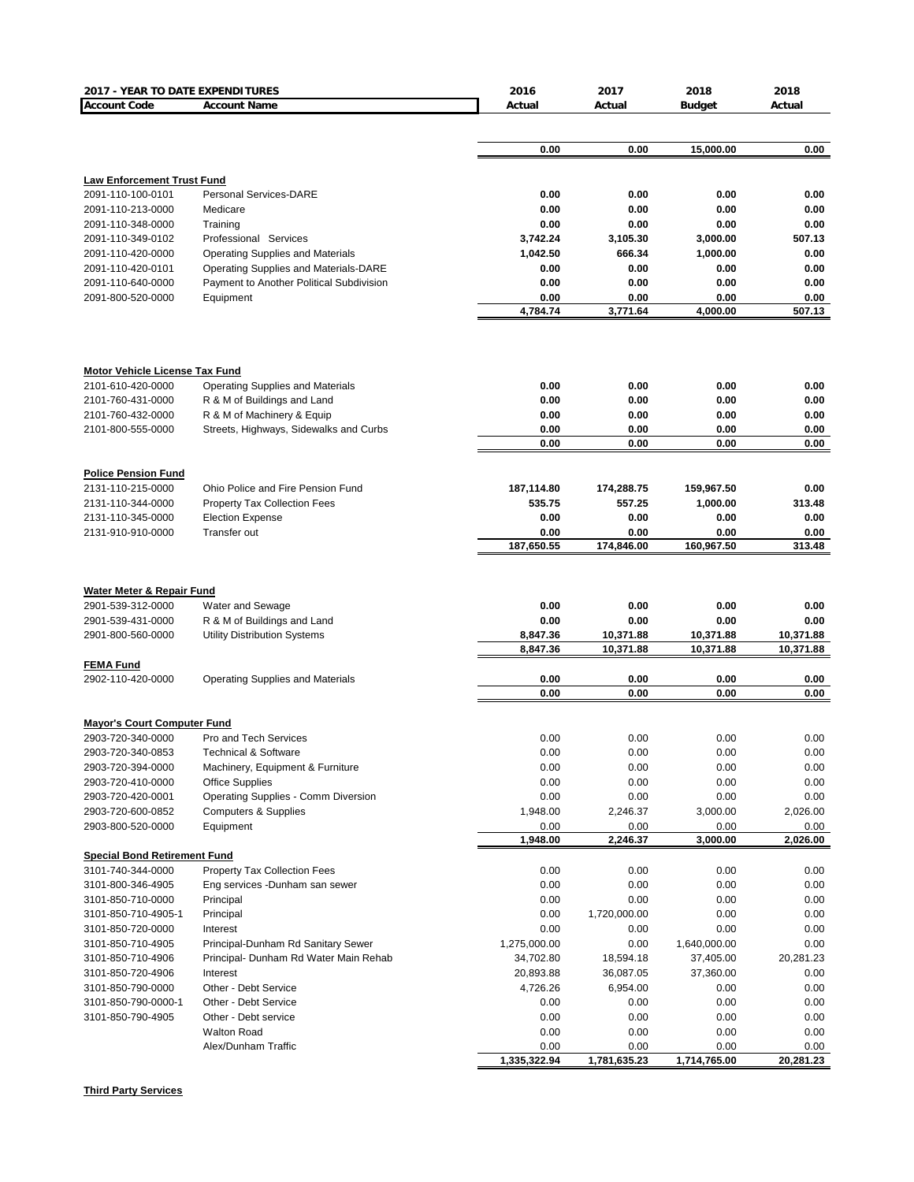| 2017 - YEAR TO DATE EXPENDITURES | | 2016 | 2017 | 2018 | 2018 |
|---|---|---|---|---|---|
| **Account Code** | **Account Name** | **Actual** | **Actual** | **Budget** | **Actual** |
| | | **0.00** | **0.00** | **15,000.00** | **0.00** |
| **Law Enforcement Trust Fund** | | | | | |
| 2091-110-100-0101 | Personal Services-DARE | **0.00** | **0.00** | **0.00** | **0.00** |
| 2091-110-213-0000 | Medicare | **0.00** | **0.00** | **0.00** | **0.00** |
| 2091-110-348-0000 | Training | **0.00** | **0.00** | **0.00** | **0.00** |
| 2091-110-349-0102 | Professional Services | **3,742.24** | **3,105.30** | **3,000.00** | **507.13** |
| 2091-110-420-0000 | Operating Supplies and Materials | **1,042.50** | **666.34** | **1,000.00** | **0.00** |
| 2091-110-420-0101 | Operating Supplies and Materials-DARE | **0.00** | **0.00** | **0.00** | **0.00** |
| 2091-110-640-0000 | Payment to Another Political Subdivision | **0.00** | **0.00** | **0.00** | **0.00** |
| 2091-800-520-0000 | Equipment | **0.00** | **0.00** | **0.00** | **0.00** |
| | | **4,784.74** | **3,771.64** | **4,000.00** | **507.13** |
| **Motor Vehicle License Tax Fund** | | | | | |
| 2101-610-420-0000 | Operating Supplies and Materials | **0.00** | **0.00** | **0.00** | **0.00** |
| 2101-760-431-0000 | R & M of Buildings and Land | **0.00** | **0.00** | **0.00** | **0.00** |
| 2101-760-432-0000 | R & M of Machinery & Equip | **0.00** | **0.00** | **0.00** | **0.00** |
| 2101-800-555-0000 | Streets, Highways, Sidewalks and Curbs | **0.00** | **0.00** | **0.00** | **0.00** |
| | | **0.00** | **0.00** | **0.00** | **0.00** |
| **Police Pension Fund** | | | | | |
| 2131-110-215-0000 | Ohio Police and Fire Pension Fund | **187,114.80** | **174,288.75** | **159,967.50** | **0.00** |
| 2131-110-344-0000 | Property Tax Collection Fees | **535.75** | **557.25** | **1,000.00** | **313.48** |
| 2131-110-345-0000 | Election Expense | **0.00** | **0.00** | **0.00** | **0.00** |
| 2131-910-910-0000 | Transfer out | **0.00** | **0.00** | **0.00** | **0.00** |
| | | **187,650.55** | **174,846.00** | **160,967.50** | **313.48** |
| **Water Meter & Repair Fund** | | | | | |
| 2901-539-312-0000 | Water and Sewage | **0.00** | **0.00** | **0.00** | **0.00** |
| 2901-539-431-0000 | R & M of Buildings and Land | **0.00** | **0.00** | **0.00** | **0.00** |
| 2901-800-560-0000 | Utility Distribution Systems | **8,847.36** | **10,371.88** | **10,371.88** | **10,371.88** |
| | | **8,847.36** | **10,371.88** | **10,371.88** | **10,371.88** |
| **FEMA Fund** | | | | | |
| 2902-110-420-0000 | Operating Supplies and Materials | **0.00** | **0.00** | **0.00** | **0.00** |
| | | **0.00** | **0.00** | **0.00** | **0.00** |
| **Mayor's Court Computer Fund** | | | | | |
| 2903-720-340-0000 | Pro and Tech Services | 0.00 | 0.00 | 0.00 | 0.00 |
| 2903-720-340-0853 | Technical & Software | 0.00 | 0.00 | 0.00 | 0.00 |
| 2903-720-394-0000 | Machinery, Equipment & Furniture | 0.00 | 0.00 | 0.00 | 0.00 |
| 2903-720-410-0000 | Office Supplies | 0.00 | 0.00 | 0.00 | 0.00 |
| 2903-720-420-0001 | Operating Supplies - Comm Diversion | 0.00 | 0.00 | 0.00 | 0.00 |
| 2903-720-600-0852 | Computers & Supplies | 1,948.00 | 2,246.37 | 3,000.00 | 2,026.00 |
| 2903-800-520-0000 | Equipment | 0.00 | 0.00 | 0.00 | 0.00 |
| | | **1,948.00** | **2,246.37** | **3,000.00** | **2,026.00** |
| **Special Bond Retirement Fund** | | | | | |
| 3101-740-344-0000 | Property Tax Collection Fees | 0.00 | 0.00 | 0.00 | 0.00 |
| 3101-800-346-4905 | Eng services -Dunham san sewer | 0.00 | 0.00 | 0.00 | 0.00 |
| 3101-850-710-0000 | Principal | 0.00 | 0.00 | 0.00 | 0.00 |
| 3101-850-710-4905-1 | Principal | 0.00 | 1,720,000.00 | 0.00 | 0.00 |
| 3101-850-720-0000 | Interest | 0.00 | 0.00 | 0.00 | 0.00 |
| 3101-850-710-4905 | Principal-Dunham Rd Sanitary Sewer | 1,275,000.00 | 0.00 | 1,640,000.00 | 0.00 |
| 3101-850-710-4906 | Principal- Dunham Rd Water Main Rehab | 34,702.80 | 18,594.18 | 37,405.00 | 20,281.23 |
| 3101-850-720-4906 | Interest | 20,893.88 | 36,087.05 | 37,360.00 | 0.00 |
| 3101-850-790-0000 | Other - Debt Service | 4,726.26 | 6,954.00 | 0.00 | 0.00 |
| 3101-850-790-0000-1 | Other - Debt Service | 0.00 | 0.00 | 0.00 | 0.00 |
| 3101-850-790-4905 | Other - Debt service | 0.00 | 0.00 | 0.00 | 0.00 |
| | Walton Road | 0.00 | 0.00 | 0.00 | 0.00 |
| | Alex/Dunham Traffic | 0.00 | 0.00 | 0.00 | 0.00 |
| | | **1,335,322.94** | **1,781,635.23** | **1,714,765.00** | **20,281.23** |

**Third Party Services**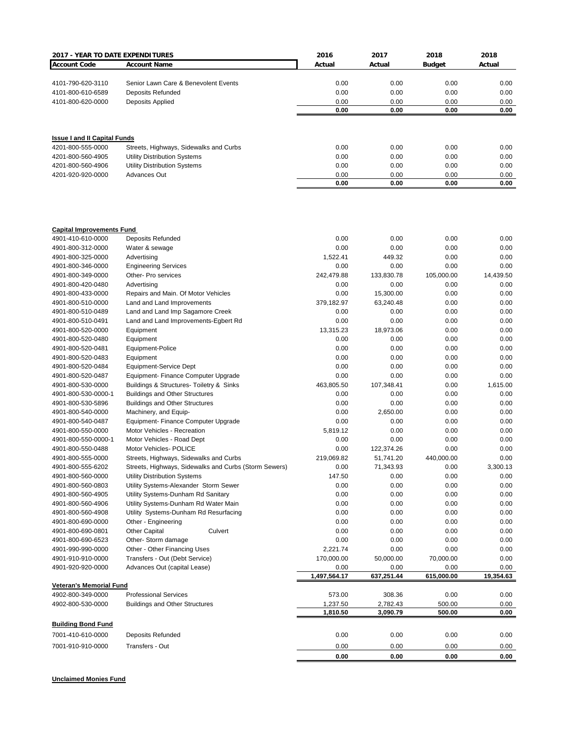| 2017 - YEAR TO DATE EXPENDITURES | | 2016 | 2017 | 2018 | 2018 |
|---|---|---|---|---|---|
| **Account Code** | **Account Name** | **Actual** | **Actual** | **Budget** | **Actual** |
| 4101-790-620-3110 | Senior Lawn Care & Benevolent Events | 0.00 | 0.00 | 0.00 | 0.00 |
| 4101-800-610-6589 | Deposits Refunded | 0.00 | 0.00 | 0.00 | 0.00 |
| 4101-800-620-0000 | Deposits Applied | 0.00 | 0.00 | 0.00 | 0.00 |
| | | **0.00** | **0.00** | **0.00** | **0.00** |
| **Issue I and II Capital Funds** | | | | | |
| 4201-800-555-0000 | Streets, Highways, Sidewalks and Curbs | 0.00 | 0.00 | 0.00 | 0.00 |
| 4201-800-560-4905 | Utility Distribution Systems | 0.00 | 0.00 | 0.00 | 0.00 |
| 4201-800-560-4906 | Utility Distribution Systems | 0.00 | 0.00 | 0.00 | 0.00 |
| 4201-920-920-0000 | Advances Out | 0.00 | 0.00 | 0.00 | 0.00 |
| | | **0.00** | **0.00** | **0.00** | **0.00** |
| **Capital Improvements Fund** | | | | | |
| 4901-410-610-0000 | Deposits Refunded | 0.00 | 0.00 | 0.00 | 0.00 |
| 4901-800-312-0000 | Water & sewage | 0.00 | 0.00 | 0.00 | 0.00 |
| 4901-800-325-0000 | Advertising | 1,522.41 | 449.32 | 0.00 | 0.00 |
| 4901-800-346-0000 | Engineering Services | 0.00 | 0.00 | 0.00 | 0.00 |
| 4901-800-349-0000 | Other- Pro services | 242,479.88 | 133,830.78 | 105,000.00 | 14,439.50 |
| 4901-800-420-0480 | Advertising | 0.00 | 0.00 | 0.00 | 0.00 |
| 4901-800-433-0000 | Repairs and Main. Of Motor Vehicles | 0.00 | 15,300.00 | 0.00 | 0.00 |
| 4901-800-510-0000 | Land and Land Improvements | 379,182.97 | 63,240.48 | 0.00 | 0.00 |
| 4901-800-510-0489 | Land and Land Imp Sagamore Creek | 0.00 | 0.00 | 0.00 | 0.00 |
| 4901-800-510-0491 | Land and Land Improvements-Egbert Rd | 0.00 | 0.00 | 0.00 | 0.00 |
| 4901-800-520-0000 | Equipment | 13,315.23 | 18,973.06 | 0.00 | 0.00 |
| 4901-800-520-0480 | Equipment | 0.00 | 0.00 | 0.00 | 0.00 |
| 4901-800-520-0481 | Equipment-Police | 0.00 | 0.00 | 0.00 | 0.00 |
| 4901-800-520-0483 | Equipment | 0.00 | 0.00 | 0.00 | 0.00 |
| 4901-800-520-0484 | Equipment-Service Dept | 0.00 | 0.00 | 0.00 | 0.00 |
| 4901-800-520-0487 | Equipment- Finance Computer Upgrade | 0.00 | 0.00 | 0.00 | 0.00 |
| 4901-800-530-0000 | Buildings & Structures- Toiletry & Sinks | 463,805.50 | 107,348.41 | 0.00 | 1,615.00 |
| 4901-800-530-0000-1 | Buildings and Other Structures | 0.00 | 0.00 | 0.00 | 0.00 |
| 4901-800-530-5896 | Buildings and Other Structures | 0.00 | 0.00 | 0.00 | 0.00 |
| 4901-800-540-0000 | Machinery, and Equip- | 0.00 | 2,650.00 | 0.00 | 0.00 |
| 4901-800-540-0487 | Equipment- Finance Computer Upgrade | 0.00 | 0.00 | 0.00 | 0.00 |
| 4901-800-550-0000 | Motor Vehicles - Recreation | 5,819.12 | 0.00 | 0.00 | 0.00 |
| 4901-800-550-0000-1 | Motor Vehicles - Road Dept | 0.00 | 0.00 | 0.00 | 0.00 |
| 4901-800-550-0488 | Motor Vehicles- POLICE | 0.00 | 122,374.26 | 0.00 | 0.00 |
| 4901-800-555-0000 | Streets, Highways, Sidewalks and Curbs | 219,069.82 | 51,741.20 | 440,000.00 | 0.00 |
| 4901-800-555-6202 | Streets, Highways, Sidewalks and Curbs (Storm Sewers) | 0.00 | 71,343.93 | 0.00 | 3,300.13 |
| 4901-800-560-0000 | Utility Distribution Systems | 147.50 | 0.00 | 0.00 | 0.00 |
| 4901-800-560-0803 | Utility Systems-Alexander Storm Sewer | 0.00 | 0.00 | 0.00 | 0.00 |
| 4901-800-560-4905 | Utility Systems-Dunham Rd Sanitary | 0.00 | 0.00 | 0.00 | 0.00 |
| 4901-800-560-4906 | Utility Systems-Dunham Rd Water Main | 0.00 | 0.00 | 0.00 | 0.00 |
| 4901-800-560-4908 | Utility Systems-Dunham Rd Resurfacing | 0.00 | 0.00 | 0.00 | 0.00 |
| 4901-800-690-0000 | Other - Engineering | 0.00 | 0.00 | 0.00 | 0.00 |
| 4901-800-690-0801 | Other Capital Culvert | 0.00 | 0.00 | 0.00 | 0.00 |
| 4901-800-690-6523 | Other- Storm damage | 0.00 | 0.00 | 0.00 | 0.00 |
| 4901-990-990-0000 | Other - Other Financing Uses | 2,221.74 | 0.00 | 0.00 | 0.00 |
| 4901-910-910-0000 | Transfers - Out (Debt Service) | 170,000.00 | 50,000.00 | 70,000.00 | 0.00 |
| 4901-920-920-0000 | Advances Out (capital Lease) | 0.00 | 0.00 | 0.00 | 0.00 |
| | | **1,497,564.17** | **637,251.44** | **615,000.00** | **19,354.63** |
| **Veteran's Memorial Fund** | | | | | |
| 4902-800-349-0000 | Professional Services | 573.00 | 308.36 | 0.00 | 0.00 |
| 4902-800-530-0000 | Buildings and Other Structures | 1,237.50 | 2,782.43 | 500.00 | 0.00 |
| | | **1,810.50** | **3,090.79** | **500.00** | **0.00** |
| **Building Bond Fund** | | | | | |
| 7001-410-610-0000 | Deposits Refunded | 0.00 | 0.00 | 0.00 | 0.00 |
| 7001-910-910-0000 | Transfers - Out | 0.00 | 0.00 | 0.00 | 0.00 |
| | | **0.00** | **0.00** | **0.00** | **0.00** |

**Unclaimed Monies Fund**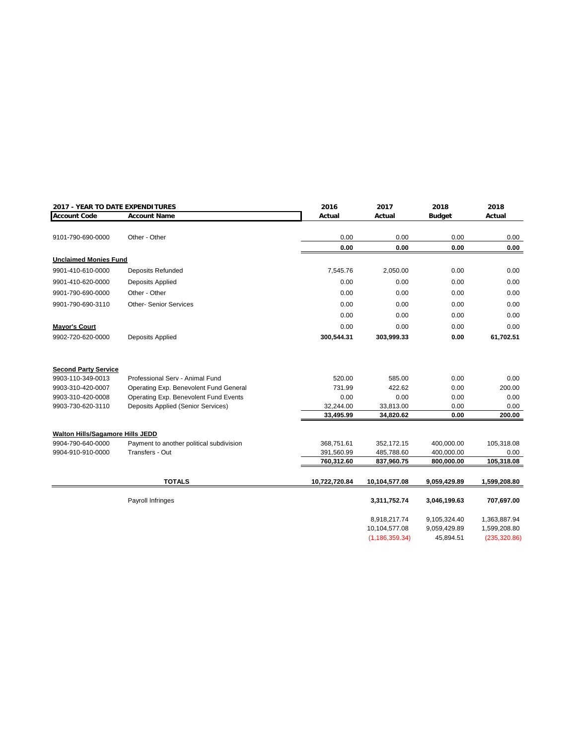| 2017 - YEAR TO DATE EXPENDITURES | | 2016 | 2017 | 2018 | 2018 |
|---|---|---|---|---|---|
| **Account Code** | **Account Name** | **Actual** | **Actual** | **Budget** | **Actual** |
| 9101-790-690-0000 | Other - Other | 0.00 | 0.00 | 0.00 | 0.00 |
| | | **0.00** | **0.00** | **0.00** | **0.00** |
| **Unclaimed Monies Fund** | | | | | |
| 9901-410-610-0000 | Deposits Refunded | 7,545.76 | 2,050.00 | 0.00 | 0.00 |
| 9901-410-620-0000 | Deposits Applied | 0.00 | 0.00 | 0.00 | 0.00 |
| 9901-790-690-0000 | Other - Other | 0.00 | 0.00 | 0.00 | 0.00 |
| 9901-790-690-3110 | Other- Senior Services | 0.00 | 0.00 | 0.00 | 0.00 |
| | | 0.00 | 0.00 | 0.00 | 0.00 |
| **Mayor's Court** | | 0.00 | 0.00 | 0.00 | 0.00 |
| 9902-720-620-0000 | Deposits Applied | **300,544.31** | **303,999.33** | **0.00** | **61,702.51** |
| **Second Party Service** | | | | | |
| 9903-110-349-0013 | Professional Serv - Animal Fund | 520.00 | 585.00 | 0.00 | 0.00 |
| 9903-310-420-0007 | Operating Exp. Benevolent Fund General | 731.99 | 422.62 | 0.00 | 200.00 |
| 9903-310-420-0008 | Operating Exp. Benevolent Fund Events | 0.00 | 0.00 | 0.00 | 0.00 |
| 9903-730-620-3110 | Deposits Applied (Senior Services) | 32,244.00 | 33,813.00 | 0.00 | 0.00 |
| | | **33,495.99** | **34,820.62** | **0.00** | **200.00** |
| **Walton Hills/Sagamore Hills JEDD** | | | | | |
| 9904-790-640-0000 | Payment to another political subdivision | 368,751.61 | 352,172.15 | 400,000.00 | 105,318.08 |
| 9904-910-910-0000 | Transfers - Out | 391,560.99 | 485,788.60 | 400,000.00 | 0.00 |
| | | **760,312.60** | **837,960.75** | **800,000.00** | **105,318.08** |
| **TOTALS** | | **10,722,720.84** | **10,104,577.08** | **9,059,429.89** | **1,599,208.80** |
| | Payroll Infringes | | **3,311,752.74** | **3,046,199.63** | **707,697.00** |
| | | | 8,918,217.74 | 9,105,324.40 | 1,363,887.94 |
| | | | 10,104,577.08 | 9,059,429.89 | 1,599,208.80 |
| | | | (1,186,359.34) | 45,894.51 | (235,320.86) |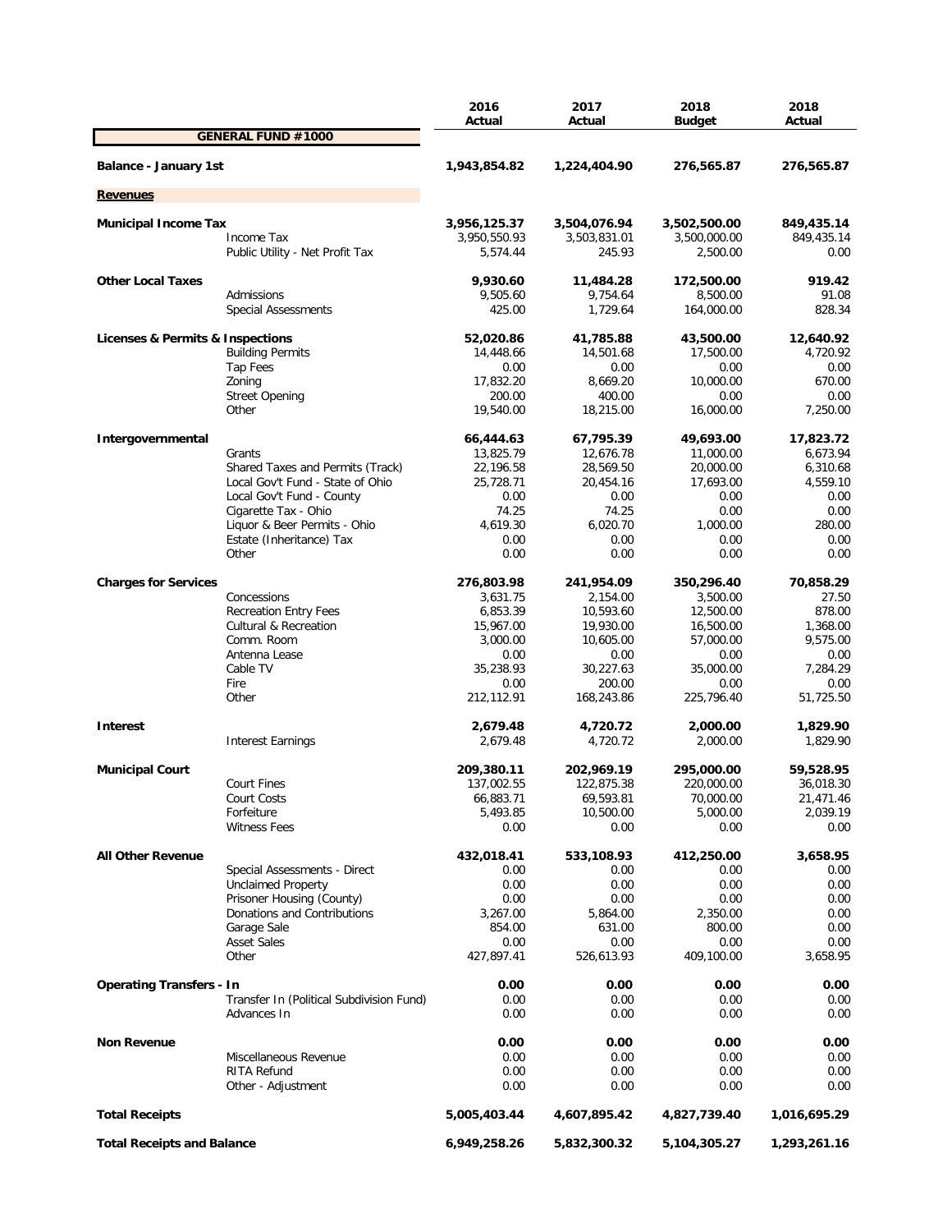| | | 2016 Actual | 2017 Actual | 2018 Budget | 2018 Actual |
|---|---|---|---|---|---|
| **GENERAL FUND #1000** | | | | | |
| **Balance - January 1st** | | **1,943,854.82** | **1,224,404.90** | **276,565.87** | **276,565.87** |
| **Revenues** | | | | | |
| **Municipal Income Tax** | | **3,956,125.37** | **3,504,076.94** | **3,502,500.00** | **849,435.14** |
| | Income Tax | 3,950,550.93 | 3,503,831.01 | 3,500,000.00 | 849,435.14 |
| | Public Utility - Net Profit Tax | 5,574.44 | 245.93 | 2,500.00 | 0.00 |
| **Other Local Taxes** | | **9,930.60** | **11,484.28** | **172,500.00** | **919.42** |
| | Admissions | 9,505.60 | 9,754.64 | 8,500.00 | 91.08 |
| | Special Assessments | 425.00 | 1,729.64 | 164,000.00 | 828.34 |
| **Licenses & Permits & Inspections** | | **52,020.86** | **41,785.88** | **43,500.00** | **12,640.92** |
| | Building Permits | 14,448.66 | 14,501.68 | 17,500.00 | 4,720.92 |
| | Tap Fees | 0.00 | 0.00 | 0.00 | 0.00 |
| | Zoning | 17,832.20 | 8,669.20 | 10,000.00 | 670.00 |
| | Street Opening | 200.00 | 400.00 | 0.00 | 0.00 |
| | Other | 19,540.00 | 18,215.00 | 16,000.00 | 7,250.00 |
| **Intergovernmental** | | **66,444.63** | **67,795.39** | **49,693.00** | **17,823.72** |
| | Grants | 13,825.79 | 12,676.78 | 11,000.00 | 6,673.94 |
| | Shared Taxes and Permits (Track) | 22,196.58 | 28,569.50 | 20,000.00 | 6,310.68 |
| | Local Gov't Fund - State of Ohio | 25,728.71 | 20,454.16 | 17,693.00 | 4,559.10 |
| | Local Gov't Fund - County | 0.00 | 0.00 | 0.00 | 0.00 |
| | Cigarette Tax - Ohio | 74.25 | 74.25 | 0.00 | 0.00 |
| | Liquor & Beer Permits - Ohio | 4,619.30 | 6,020.70 | 1,000.00 | 280.00 |
| | Estate (Inheritance) Tax | 0.00 | 0.00 | 0.00 | 0.00 |
| | Other | 0.00 | 0.00 | 0.00 | 0.00 |
| **Charges for Services** | | **276,803.98** | **241,954.09** | **350,296.40** | **70,858.29** |
| | Concessions | 3,631.75 | 2,154.00 | 3,500.00 | 27.50 |
| | Recreation Entry Fees | 6,853.39 | 10,593.60 | 12,500.00 | 878.00 |
| | Cultural & Recreation | 15,967.00 | 19,930.00 | 16,500.00 | 1,368.00 |
| | Comm. Room | 3,000.00 | 10,605.00 | 57,000.00 | 9,575.00 |
| | Antenna Lease | 0.00 | 0.00 | 0.00 | 0.00 |
| | Cable TV | 35,238.93 | 30,227.63 | 35,000.00 | 7,284.29 |
| | Fire | 0.00 | 200.00 | 0.00 | 0.00 |
| | Other | 212,112.91 | 168,243.86 | 225,796.40 | 51,725.50 |
| **Interest** | | **2,679.48** | **4,720.72** | **2,000.00** | **1,829.90** |
| | Interest Earnings | 2,679.48 | 4,720.72 | 2,000.00 | 1,829.90 |
| **Municipal Court** | | **209,380.11** | **202,969.19** | **295,000.00** | **59,528.95** |
| | Court Fines | 137,002.55 | 122,875.38 | 220,000.00 | 36,018.30 |
| | Court Costs | 66,883.71 | 69,593.81 | 70,000.00 | 21,471.46 |
| | Forfeiture | 5,493.85 | 10,500.00 | 5,000.00 | 2,039.19 |
| | Witness Fees | 0.00 | 0.00 | 0.00 | 0.00 |
| **All Other Revenue** | | **432,018.41** | **533,108.93** | **412,250.00** | **3,658.95** |
| | Special Assessments - Direct | 0.00 | 0.00 | 0.00 | 0.00 |
| | Unclaimed Property | 0.00 | 0.00 | 0.00 | 0.00 |
| | Prisoner Housing (County) | 0.00 | 0.00 | 0.00 | 0.00 |
| | Donations and Contributions | 3,267.00 | 5,864.00 | 2,350.00 | 0.00 |
| | Garage Sale | 854.00 | 631.00 | 800.00 | 0.00 |
| | Asset Sales | 0.00 | 0.00 | 0.00 | 0.00 |
| | Other | 427,897.41 | 526,613.93 | 409,100.00 | 3,658.95 |
| **Operating Transfers - In** | | **0.00** | **0.00** | **0.00** | **0.00** |
| | Transfer In (Political Subdivision Fund) | 0.00 | 0.00 | 0.00 | 0.00 |
| | Advances In | 0.00 | 0.00 | 0.00 | 0.00 |
| **Non Revenue** | | **0.00** | **0.00** | **0.00** | **0.00** |
| | Miscellaneous Revenue | 0.00 | 0.00 | 0.00 | 0.00 |
| | RITA Refund | 0.00 | 0.00 | 0.00 | 0.00 |
| | Other - Adjustment | 0.00 | 0.00 | 0.00 | 0.00 |
| **Total Receipts** | | **5,005,403.44** | **4,607,895.42** | **4,827,739.40** | **1,016,695.29** |
| **Total Receipts and Balance** | | **6,949,258.26** | **5,832,300.32** | **5,104,305.27** | **1,293,261.16** |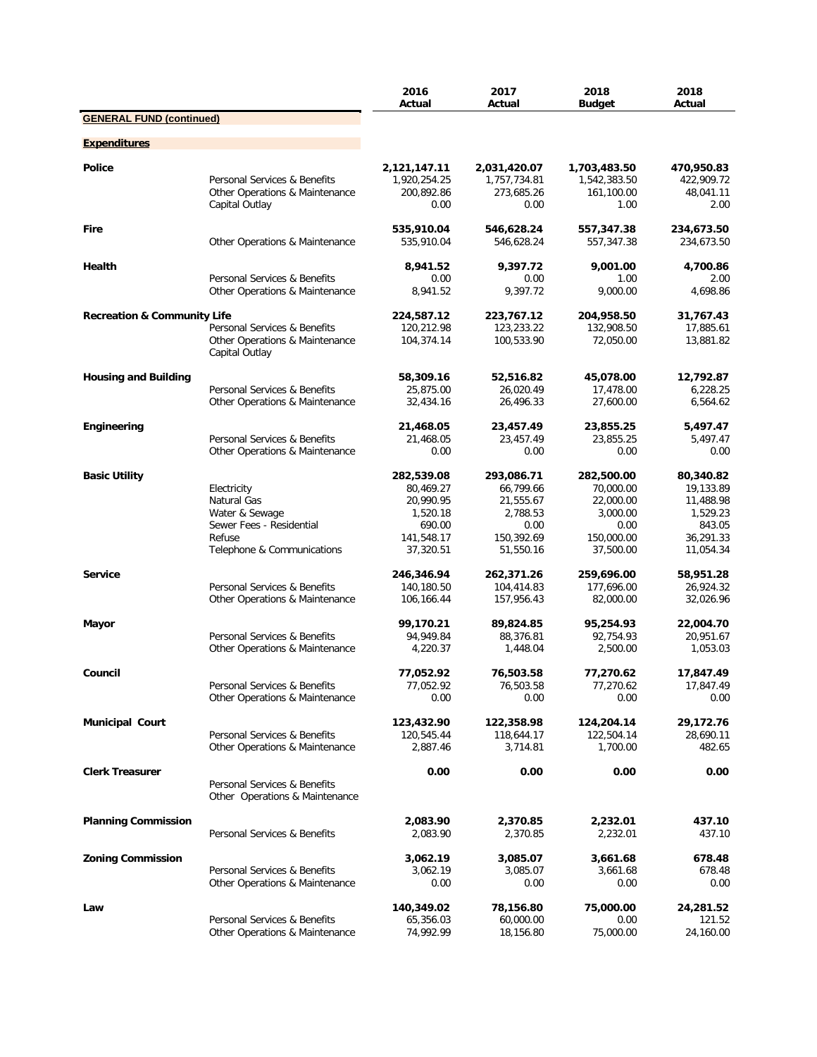| | | 2016 Actual | 2017 Actual | 2018 Budget | 2018 Actual |
|---|---|---|---|---|---|
| **GENERAL FUND (continued)** | | | | | |
| **Expenditures** | | | | | |
| **Police** | | **2,121,147.11** | **2,031,420.07** | **1,703,483.50** | **470,950.83** |
| | Personal Services & Benefits | 1,920,254.25 | 1,757,734.81 | 1,542,383.50 | 422,909.72 |
| | Other Operations & Maintenance | 200,892.86 | 273,685.26 | 161,100.00 | 48,041.11 |
| | Capital Outlay | 0.00 | 0.00 | 1.00 | 2.00 |
| **Fire** | | **535,910.04** | **546,628.24** | **557,347.38** | **234,673.50** |
| | Other Operations & Maintenance | 535,910.04 | 546,628.24 | 557,347.38 | 234,673.50 |
| **Health** | | **8,941.52** | **9,397.72** | **9,001.00** | **4,700.86** |
| | Personal Services & Benefits | 0.00 | 0.00 | 1.00 | 2.00 |
| | Other Operations & Maintenance | 8,941.52 | 9,397.72 | 9,000.00 | 4,698.86 |
| **Recreation & Community Life** | | **224,587.12** | **223,767.12** | **204,958.50** | **31,767.43** |
| | Personal Services & Benefits | 120,212.98 | 123,233.22 | 132,908.50 | 17,885.61 |
| | Other Operations & Maintenance | 104,374.14 | 100,533.90 | 72,050.00 | 13,881.82 |
| | Capital Outlay | | | | |
| **Housing and Building** | | **58,309.16** | **52,516.82** | **45,078.00** | **12,792.87** |
| | Personal Services & Benefits | 25,875.00 | 26,020.49 | 17,478.00 | 6,228.25 |
| | Other Operations & Maintenance | 32,434.16 | 26,496.33 | 27,600.00 | 6,564.62 |
| **Engineering** | | **21,468.05** | **23,457.49** | **23,855.25** | **5,497.47** |
| | Personal Services & Benefits | 21,468.05 | 23,457.49 | 23,855.25 | 5,497.47 |
| | Other Operations & Maintenance | 0.00 | 0.00 | 0.00 | 0.00 |
| **Basic Utility** | | **282,539.08** | **293,086.71** | **282,500.00** | **80,340.82** |
| | Electricity | 80,469.27 | 66,799.66 | 70,000.00 | 19,133.89 |
| | Natural Gas | 20,990.95 | 21,555.67 | 22,000.00 | 11,488.98 |
| | Water & Sewage | 1,520.18 | 2,788.53 | 3,000.00 | 1,529.23 |
| | Sewer Fees - Residential | 690.00 | 0.00 | 0.00 | 843.05 |
| | Refuse | 141,548.17 | 150,392.69 | 150,000.00 | 36,291.33 |
| | Telephone & Communications | 37,320.51 | 51,550.16 | 37,500.00 | 11,054.34 |
| **Service** | | **246,346.94** | **262,371.26** | **259,696.00** | **58,951.28** |
| | Personal Services & Benefits | 140,180.50 | 104,414.83 | 177,696.00 | 26,924.32 |
| | Other Operations & Maintenance | 106,166.44 | 157,956.43 | 82,000.00 | 32,026.96 |
| **Mayor** | | **99,170.21** | **89,824.85** | **95,254.93** | **22,004.70** |
| | Personal Services & Benefits | 94,949.84 | 88,376.81 | 92,754.93 | 20,951.67 |
| | Other Operations & Maintenance | 4,220.37 | 1,448.04 | 2,500.00 | 1,053.03 |
| **Council** | | **77,052.92** | **76,503.58** | **77,270.62** | **17,847.49** |
| | Personal Services & Benefits | 77,052.92 | 76,503.58 | 77,270.62 | 17,847.49 |
| | Other Operations & Maintenance | 0.00 | 0.00 | 0.00 | 0.00 |
| **Municipal Court** | | **123,432.90** | **122,358.98** | **124,204.14** | **29,172.76** |
| | Personal Services & Benefits | 120,545.44 | 118,644.17 | 122,504.14 | 28,690.11 |
| | Other Operations & Maintenance | 2,887.46 | 3,714.81 | 1,700.00 | 482.65 |
| **Clerk Treasurer** | | **0.00** | **0.00** | **0.00** | **0.00** |
| | Personal Services & Benefits | | | | |
| | Other Operations & Maintenance | | | | |
| **Planning Commission** | | **2,083.90** | **2,370.85** | **2,232.01** | **437.10** |
| | Personal Services & Benefits | 2,083.90 | 2,370.85 | 2,232.01 | 437.10 |
| **Zoning Commission** | | **3,062.19** | **3,085.07** | **3,661.68** | **678.48** |
| | Personal Services & Benefits | 3,062.19 | 3,085.07 | 3,661.68 | 678.48 |
| | Other Operations & Maintenance | 0.00 | 0.00 | 0.00 | 0.00 |
| **Law** | | **140,349.02** | **78,156.80** | **75,000.00** | **24,281.52** |
| | Personal Services & Benefits | 65,356.03 | 60,000.00 | 0.00 | 121.52 |
| | Other Operations & Maintenance | 74,992.99 | 18,156.80 | 75,000.00 | 24,160.00 |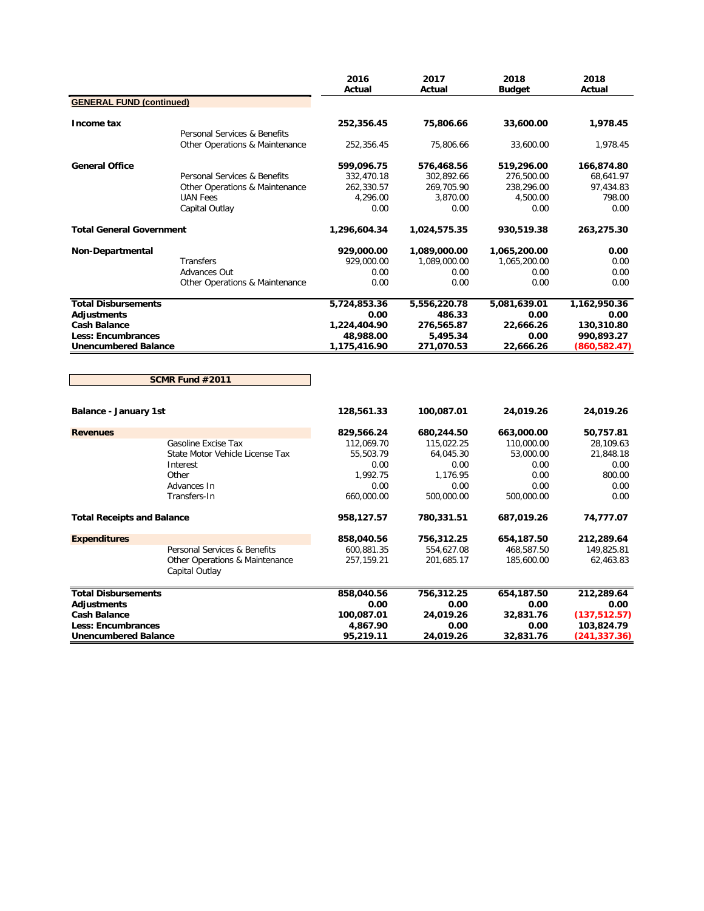| | | 2016 Actual | 2017 Actual | 2018 Budget | 2018 Actual |
|---|---|---|---|---|---|
| **GENERAL FUND (continued)** | | | | | |
| **Income tax** | | **252,356.45** | **75,806.66** | **33,600.00** | **1,978.45** |
| | Personal Services & Benefits | | | | |
| | Other Operations & Maintenance | 252,356.45 | 75,806.66 | 33,600.00 | 1,978.45 |
| **General Office** | | **599,096.75** | **576,468.56** | **519,296.00** | **166,874.80** |
| | Personal Services & Benefits | 332,470.18 | 302,892.66 | 276,500.00 | 68,641.97 |
| | Other Operations & Maintenance | 262,330.57 | 269,705.90 | 238,296.00 | 97,434.83 |
| | UAN Fees | 4,296.00 | 3,870.00 | 4,500.00 | 798.00 |
| | Capital Outlay | 0.00 | 0.00 | 0.00 | 0.00 |
| **Total General Government** | | **1,296,604.34** | **1,024,575.35** | **930,519.38** | **263,275.30** |
| **Non-Departmental** | | **929,000.00** | **1,089,000.00** | **1,065,200.00** | **0.00** |
| | Transfers | 929,000.00 | 1,089,000.00 | 1,065,200.00 | 0.00 |
| | Advances Out | 0.00 | 0.00 | 0.00 | 0.00 |
| | Other Operations & Maintenance | 0.00 | 0.00 | 0.00 | 0.00 |
| **Total Disbursements** | | **5,724,853.36** | **5,556,220.78** | **5,081,639.01** | **1,162,950.36** |
| **Adjustments** | | **0.00** | **486.33** | **0.00** | **0.00** |
| **Cash Balance** | | **1,224,404.90** | **276,565.87** | **22,666.26** | **130,310.80** |
| **Less: Encumbrances** | | **48,988.00** | **5,495.34** | **0.00** | **990,893.27** |
| **Unencumbered Balance** | | **1,175,416.90** | **271,070.53** | **22,666.26** | **(860,582.47)** |

| **SCMR Fund #2011** | | 2016 Actual | 2017 Actual | 2018 Budget | 2018 Actual |
|---|---|---|---|---|---|
| **Balance - January 1st** | | **128,561.33** | **100,087.01** | **24,019.26** | **24,019.26** |
| **Revenues** | | **829,566.24** | **680,244.50** | **663,000.00** | **50,757.81** |
| | Gasoline Excise Tax | 112,069.70 | 115,022.25 | 110,000.00 | 28,109.63 |
| | State Motor Vehicle License Tax | 55,503.79 | 64,045.30 | 53,000.00 | 21,848.18 |
| | Interest | 0.00 | 0.00 | 0.00 | 0.00 |
| | Other | 1,992.75 | 1,176.95 | 0.00 | 800.00 |
| | Advances In | 0.00 | 0.00 | 0.00 | 0.00 |
| | Transfers-In | 660,000.00 | 500,000.00 | 500,000.00 | 0.00 |
| **Total Receipts and Balance** | | **958,127.57** | **780,331.51** | **687,019.26** | **74,777.07** |
| **Expenditures** | | **858,040.56** | **756,312.25** | **654,187.50** | **212,289.64** |
| | Personal Services & Benefits | 600,881.35 | 554,627.08 | 468,587.50 | 149,825.81 |
| | Other Operations & Maintenance | 257,159.21 | 201,685.17 | 185,600.00 | 62,463.83 |
| | Capital Outlay | | | | |
| **Total Disbursements** | | **858,040.56** | **756,312.25** | **654,187.50** | **212,289.64** |
| **Adjustments** | | **0.00** | **0.00** | **0.00** | **0.00** |
| **Cash Balance** | | **100,087.01** | **24,019.26** | **32,831.76** | **(137,512.57)** |
| **Less: Encumbrances** | | **4,867.90** | **0.00** | **0.00** | **103,824.79** |
| **Unencumbered Balance** | | **95,219.11** | **24,019.26** | **32,831.76** | **(241,337.36)** |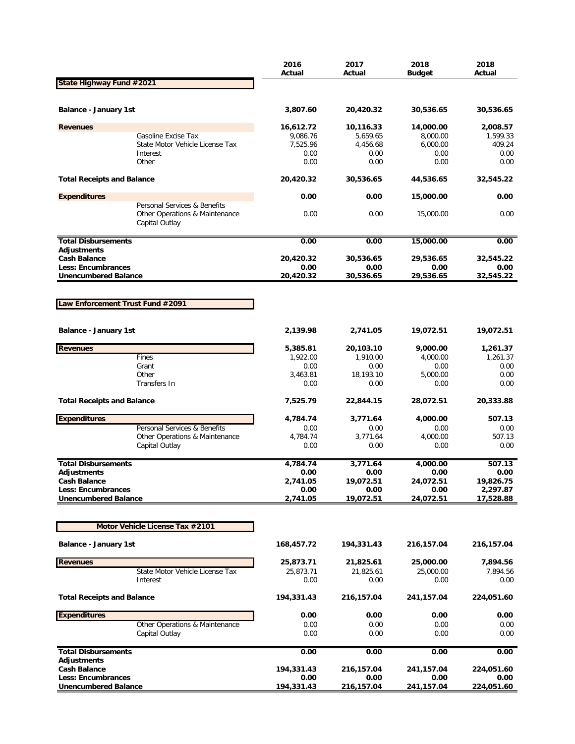## State Highway Fund #2021

| | 2016 Actual | 2017 Actual | 2018 Budget | 2018 Actual |
|---|---|---|---|---|
| **Balance - January 1st** | **3,807.60** | **20,420.32** | **30,536.65** | **30,536.65** |
| **Revenues** | **16,612.72** | **10,116.33** | **14,000.00** | **2,008.57** |
| Gasoline Excise Tax | 9,086.76 | 5,659.65 | 8,000.00 | 1,599.33 |
| State Motor Vehicle License Tax | 7,525.96 | 4,456.68 | 6,000.00 | 409.24 |
| Interest | 0.00 | 0.00 | 0.00 | 0.00 |
| Other | 0.00 | 0.00 | 0.00 | 0.00 |
| **Total Receipts and Balance** | **20,420.32** | **30,536.65** | **44,536.65** | **32,545.22** |
| **Expenditures** | **0.00** | **0.00** | **15,000.00** | **0.00** |
| Personal Services & Benefits | | | | |
| Other Operations & Maintenance | 0.00 | 0.00 | 15,000.00 | 0.00 |
| Capital Outlay | | | | |
| **Total Disbursements** | **0.00** | **0.00** | **15,000.00** | **0.00** |
| **Adjustments** | | | | |
| **Cash Balance** | **20,420.32** | **30,536.65** | **29,536.65** | **32,545.22** |
| **Less: Encumbrances** | **0.00** | **0.00** | **0.00** | **0.00** |
| **Unencumbered Balance** | **20,420.32** | **30,536.65** | **29,536.65** | **32,545.22** |

## Law Enforcement Trust Fund #2091

| | 2016 Actual | 2017 Actual | 2018 Budget | 2018 Actual |
|---|---|---|---|---|
| **Balance - January 1st** | **2,139.98** | **2,741.05** | **19,072.51** | **19,072.51** |
| **Revenues** | **5,385.81** | **20,103.10** | **9,000.00** | **1,261.37** |
| Fines | 1,922.00 | 1,910.00 | 4,000.00 | 1,261.37 |
| Grant | 0.00 | 0.00 | 0.00 | 0.00 |
| Other | 3,463.81 | 18,193.10 | 5,000.00 | 0.00 |
| Transfers In | 0.00 | 0.00 | 0.00 | 0.00 |
| **Total Receipts and Balance** | **7,525.79** | **22,844.15** | **28,072.51** | **20,333.88** |
| **Expenditures** | **4,784.74** | **3,771.64** | **4,000.00** | **507.13** |
| Personal Services & Benefits | 0.00 | 0.00 | 0.00 | 0.00 |
| Other Operations & Maintenance | 4,784.74 | 3,771.64 | 4,000.00 | 507.13 |
| Capital Outlay | 0.00 | 0.00 | 0.00 | 0.00 |
| **Total Disbursements** | **4,784.74** | **3,771.64** | **4,000.00** | **507.13** |
| **Adjustments** | **0.00** | **0.00** | **0.00** | **0.00** |
| **Cash Balance** | **2,741.05** | **19,072.51** | **24,072.51** | **19,826.75** |
| **Less: Encumbrances** | **0.00** | **0.00** | **0.00** | **2,297.87** |
| **Unencumbered Balance** | **2,741.05** | **19,072.51** | **24,072.51** | **17,528.88** |

## Motor Vehicle License Tax #2101

| | 2016 Actual | 2017 Actual | 2018 Budget | 2018 Actual |
|---|---|---|---|---|
| **Balance - January 1st** | **168,457.72** | **194,331.43** | **216,157.04** | **216,157.04** |
| **Revenues** | **25,873.71** | **21,825.61** | **25,000.00** | **7,894.56** |
| State Motor Vehicle License Tax | 25,873.71 | 21,825.61 | 25,000.00 | 7,894.56 |
| Interest | 0.00 | 0.00 | 0.00 | 0.00 |
| **Total Receipts and Balance** | **194,331.43** | **216,157.04** | **241,157.04** | **224,051.60** |
| **Expenditures** | **0.00** | **0.00** | **0.00** | **0.00** |
| Other Operations & Maintenance | 0.00 | 0.00 | 0.00 | 0.00 |
| Capital Outlay | 0.00 | 0.00 | 0.00 | 0.00 |
| **Total Disbursements** | **0.00** | **0.00** | **0.00** | **0.00** |
| **Adjustments** | | | | |
| **Cash Balance** | **194,331.43** | **216,157.04** | **241,157.04** | **224,051.60** |
| **Less: Encumbrances** | **0.00** | **0.00** | **0.00** | **0.00** |
| **Unencumbered Balance** | **194,331.43** | **216,157.04** | **241,157.04** | **224,051.60** |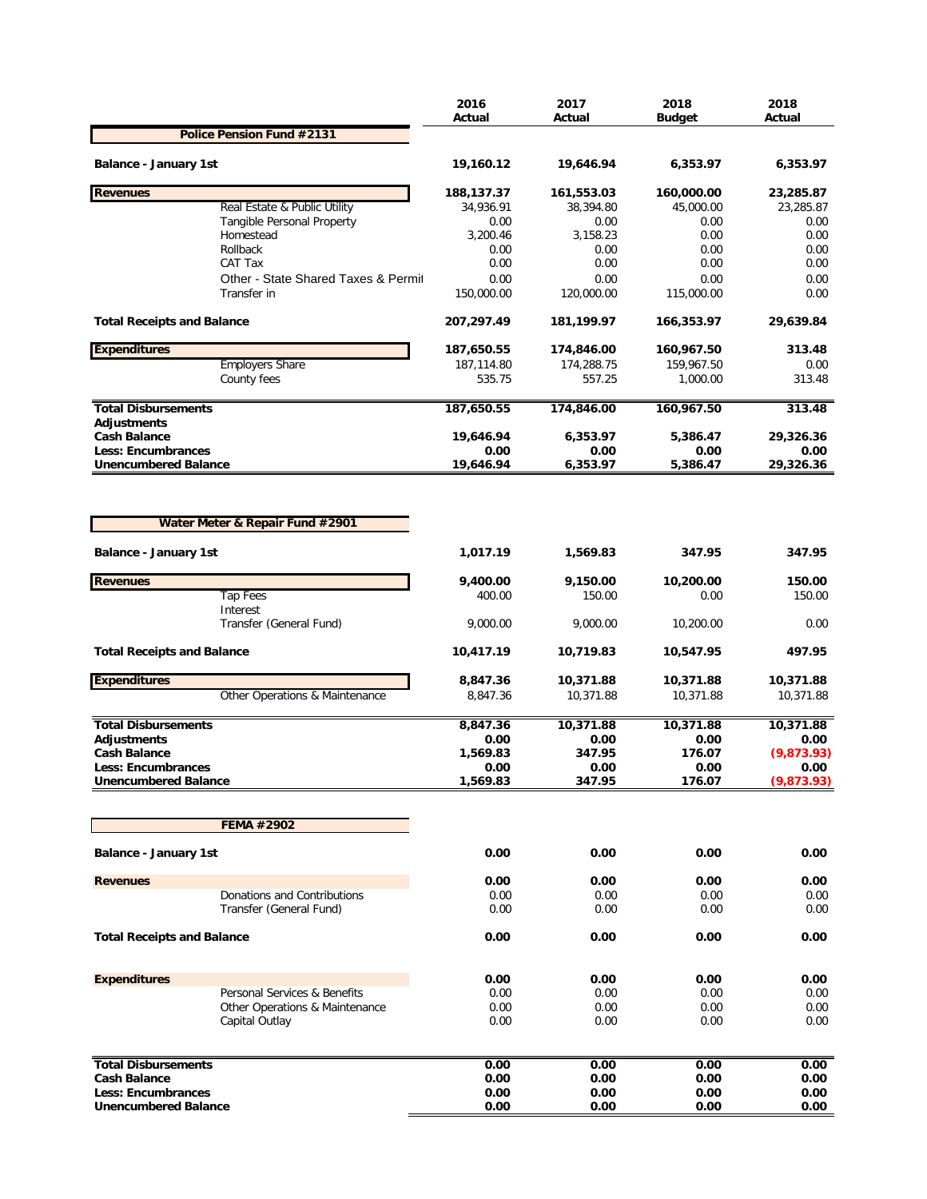| | 2016 Actual | 2017 Actual | 2018 Budget | 2018 Actual |
|---|---|---|---|---|
| **Police Pension Fund #2131** | | | | |
| **Balance - January 1st** | **19,160.12** | **19,646.94** | **6,353.97** | **6,353.97** |
| **Revenues** | **188,137.37** | **161,553.03** | **160,000.00** | **23,285.87** |
| Real Estate & Public Utility | 34,936.91 | 38,394.80 | 45,000.00 | 23,285.87 |
| Tangible Personal Property | 0.00 | 0.00 | 0.00 | 0.00 |
| Homestead | 3,200.46 | 3,158.23 | 0.00 | 0.00 |
| Rollback | 0.00 | 0.00 | 0.00 | 0.00 |
| CAT Tax | 0.00 | 0.00 | 0.00 | 0.00 |
| Other - State Shared Taxes & Permit | 0.00 | 0.00 | 0.00 | 0.00 |
| Transfer in | 150,000.00 | 120,000.00 | 115,000.00 | 0.00 |
| **Total Receipts and Balance** | **207,297.49** | **181,199.97** | **166,353.97** | **29,639.84** |
| **Expenditures** | **187,650.55** | **174,846.00** | **160,967.50** | **313.48** |
| Employers Share | 187,114.80 | 174,288.75 | 159,967.50 | 0.00 |
| County fees | 535.75 | 557.25 | 1,000.00 | 313.48 |
| **Total Disbursements** | **187,650.55** | **174,846.00** | **160,967.50** | **313.48** |
| **Adjustments** | | | | |
| **Cash Balance** | **19,646.94** | **6,353.97** | **5,386.47** | **29,326.36** |
| **Less: Encumbrances** | **0.00** | **0.00** | **0.00** | **0.00** |
| **Unencumbered Balance** | **19,646.94** | **6,353.97** | **5,386.47** | **29,326.36** |

| | 2016 Actual | 2017 Actual | 2018 Budget | 2018 Actual |
|---|---|---|---|---|
| **Water Meter & Repair Fund #2901** | | | | |
| **Balance - January 1st** | **1,017.19** | **1,569.83** | **347.95** | **347.95** |
| **Revenues** | **9,400.00** | **9,150.00** | **10,200.00** | **150.00** |
| Tap Fees | 400.00 | 150.00 | 0.00 | 150.00 |
| Interest | | | | |
| Transfer (General Fund) | 9,000.00 | 9,000.00 | 10,200.00 | 0.00 |
| **Total Receipts and Balance** | **10,417.19** | **10,719.83** | **10,547.95** | **497.95** |
| **Expenditures** | **8,847.36** | **10,371.88** | **10,371.88** | **10,371.88** |
| Other Operations & Maintenance | 8,847.36 | 10,371.88 | 10,371.88 | 10,371.88 |
| **Total Disbursements** | **8,847.36** | **10,371.88** | **10,371.88** | **10,371.88** |
| **Adjustments** | **0.00** | **0.00** | **0.00** | **0.00** |
| **Cash Balance** | **1,569.83** | **347.95** | **176.07** | **(9,873.93)** |
| **Less: Encumbrances** | **0.00** | **0.00** | **0.00** | **0.00** |
| **Unencumbered Balance** | **1,569.83** | **347.95** | **176.07** | **(9,873.93)** |

| | 2016 Actual | 2017 Actual | 2018 Budget | 2018 Actual |
|---|---|---|---|---|
| **FEMA #2902** | | | | |
| **Balance - January 1st** | **0.00** | **0.00** | **0.00** | **0.00** |
| **Revenues** | **0.00** | **0.00** | **0.00** | **0.00** |
| Donations and Contributions | 0.00 | 0.00 | 0.00 | 0.00 |
| Transfer (General Fund) | 0.00 | 0.00 | 0.00 | 0.00 |
| **Total Receipts and Balance** | **0.00** | **0.00** | **0.00** | **0.00** |
| **Expenditures** | **0.00** | **0.00** | **0.00** | **0.00** |
| Personal Services & Benefits | 0.00 | 0.00 | 0.00 | 0.00 |
| Other Operations & Maintenance | 0.00 | 0.00 | 0.00 | 0.00 |
| Capital Outlay | 0.00 | 0.00 | 0.00 | 0.00 |
| **Total Disbursements** | **0.00** | **0.00** | **0.00** | **0.00** |
| **Cash Balance** | **0.00** | **0.00** | **0.00** | **0.00** |
| **Less: Encumbrances** | **0.00** | **0.00** | **0.00** | **0.00** |
| **Unencumbered Balance** | **0.00** | **0.00** | **0.00** | **0.00** |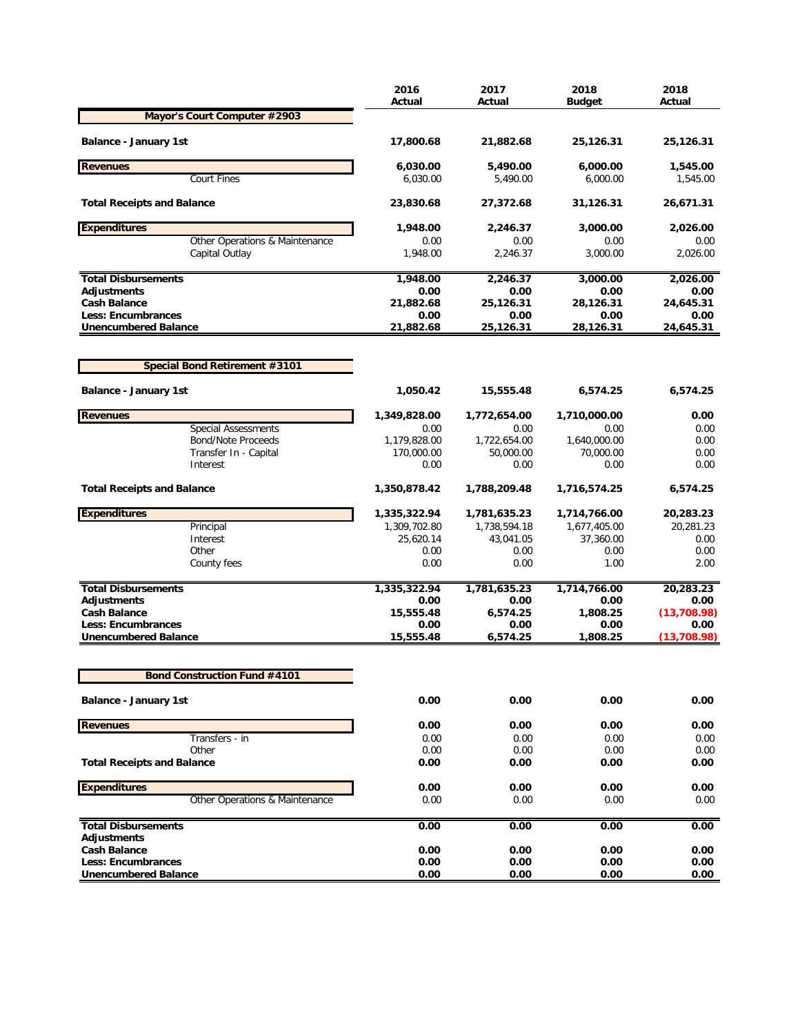| | 2016 Actual | 2017 Actual | 2018 Budget | 2018 Actual |
|---|---|---|---|---|
| **Mayor's Court Computer #2903** | | | | |
| **Balance - January 1st** | **17,800.68** | **21,882.68** | **25,126.31** | **25,126.31** |
| **Revenues** | **6,030.00** | **5,490.00** | **6,000.00** | **1,545.00** |
| Court Fines | 6,030.00 | 5,490.00 | 6,000.00 | 1,545.00 |
| **Total Receipts and Balance** | **23,830.68** | **27,372.68** | **31,126.31** | **26,671.31** |
| **Expenditures** | **1,948.00** | **2,246.37** | **3,000.00** | **2,026.00** |
| Other Operations & Maintenance | 0.00 | 0.00 | 0.00 | 0.00 |
| Capital Outlay | 1,948.00 | 2,246.37 | 3,000.00 | 2,026.00 |
| **Total Disbursements** | **1,948.00** | **2,246.37** | **3,000.00** | **2,026.00** |
| **Adjustments** | **0.00** | **0.00** | **0.00** | **0.00** |
| **Cash Balance** | **21,882.68** | **25,126.31** | **28,126.31** | **24,645.31** |
| **Less: Encumbrances** | **0.00** | **0.00** | **0.00** | **0.00** |
| **Unencumbered Balance** | **21,882.68** | **25,126.31** | **28,126.31** | **24,645.31** |

| | 2016 Actual | 2017 Actual | 2018 Budget | 2018 Actual |
|---|---|---|---|---|
| **Special Bond Retirement #3101** | | | | |
| **Balance - January 1st** | **1,050.42** | **15,555.48** | **6,574.25** | **6,574.25** |
| **Revenues** | **1,349,828.00** | **1,772,654.00** | **1,710,000.00** | **0.00** |
| Special Assessments | 0.00 | 0.00 | 0.00 | 0.00 |
| Bond/Note Proceeds | 1,179,828.00 | 1,722,654.00 | 1,640,000.00 | 0.00 |
| Transfer In - Capital | 170,000.00 | 50,000.00 | 70,000.00 | 0.00 |
| Interest | 0.00 | 0.00 | 0.00 | 0.00 |
| **Total Receipts and Balance** | **1,350,878.42** | **1,788,209.48** | **1,716,574.25** | **6,574.25** |
| **Expenditures** | **1,335,322.94** | **1,781,635.23** | **1,714,766.00** | **20,283.23** |
| Principal | 1,309,702.80 | 1,738,594.18 | 1,677,405.00 | 20,281.23 |
| Interest | 25,620.14 | 43,041.05 | 37,360.00 | 0.00 |
| Other | 0.00 | 0.00 | 0.00 | 0.00 |
| County fees | 0.00 | 0.00 | 1.00 | 2.00 |
| **Total Disbursements** | **1,335,322.94** | **1,781,635.23** | **1,714,766.00** | **20,283.23** |
| **Adjustments** | **0.00** | **0.00** | **0.00** | **0.00** |
| **Cash Balance** | **15,555.48** | **6,574.25** | **1,808.25** | **(13,708.98)** |
| **Less: Encumbrances** | **0.00** | **0.00** | **0.00** | **0.00** |
| **Unencumbered Balance** | **15,555.48** | **6,574.25** | **1,808.25** | **(13,708.98)** |

| | 2016 Actual | 2017 Actual | 2018 Budget | 2018 Actual |
|---|---|---|---|---|
| **Bond Construction Fund #4101** | | | | |
| **Balance - January 1st** | **0.00** | **0.00** | **0.00** | **0.00** |
| **Revenues** | **0.00** | **0.00** | **0.00** | **0.00** |
| Transfers - in | 0.00 | 0.00 | 0.00 | 0.00 |
| Other | 0.00 | 0.00 | 0.00 | 0.00 |
| **Total Receipts and Balance** | **0.00** | **0.00** | **0.00** | **0.00** |
| **Expenditures** | **0.00** | **0.00** | **0.00** | **0.00** |
| Other Operations & Maintenance | 0.00 | 0.00 | 0.00 | 0.00 |
| **Total Disbursements** | **0.00** | **0.00** | **0.00** | **0.00** |
| **Adjustments** | | | | |
| **Cash Balance** | **0.00** | **0.00** | **0.00** | **0.00** |
| **Less: Encumbrances** | **0.00** | **0.00** | **0.00** | **0.00** |
| **Unencumbered Balance** | **0.00** | **0.00** | **0.00** | **0.00** |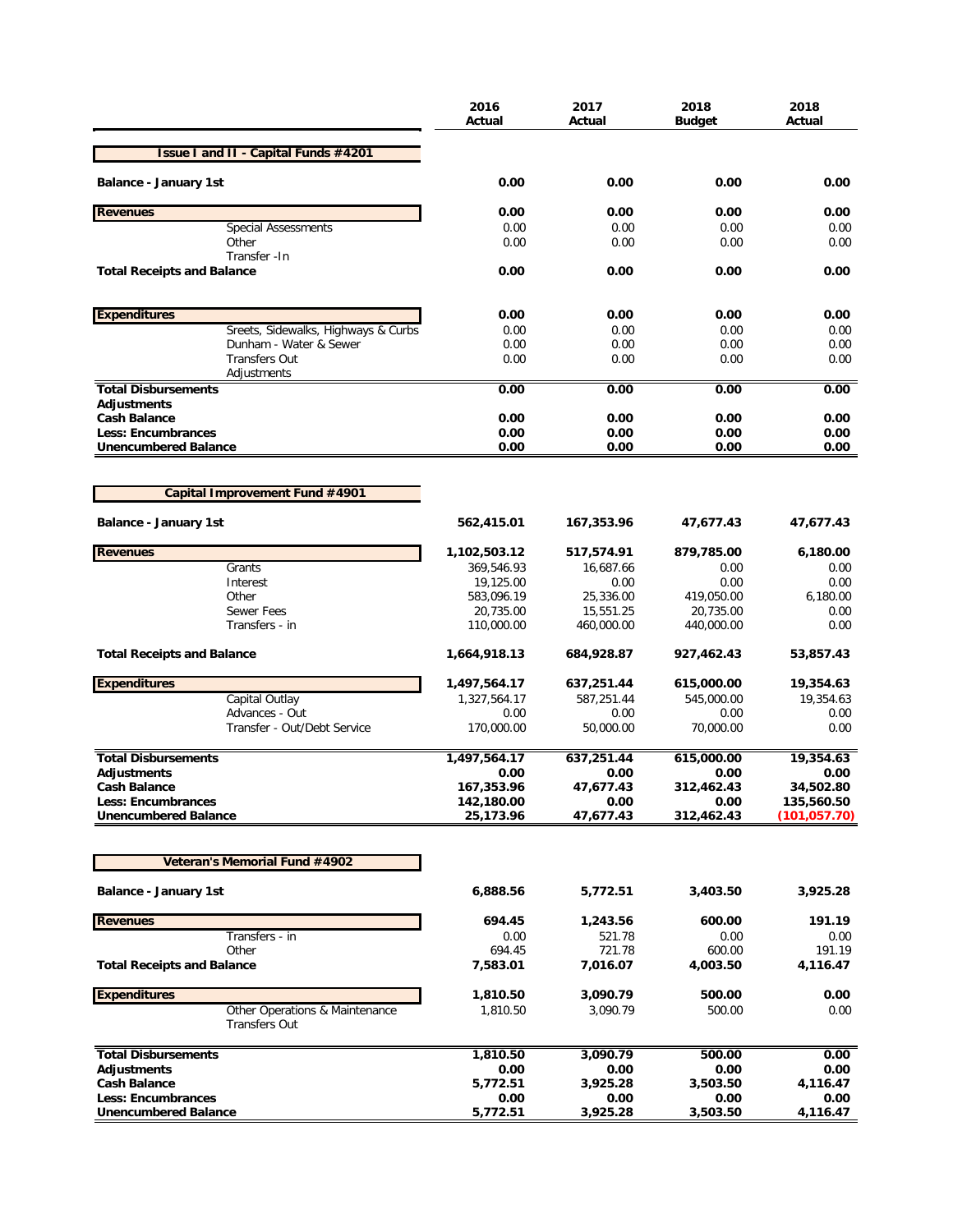| | 2016 Actual | 2017 Actual | 2018 Budget | 2018 Actual |
|---|---|---|---|---|
| **Issue I and II - Capital Funds #4201** | | | | |
| **Balance - January 1st** | **0.00** | **0.00** | **0.00** | **0.00** |
| **Revenues** | **0.00** | **0.00** | **0.00** | **0.00** |
| Special Assessments | 0.00 | 0.00 | 0.00 | 0.00 |
| Other | 0.00 | 0.00 | 0.00 | 0.00 |
| Transfer -In | | | | |
| **Total Receipts and Balance** | **0.00** | **0.00** | **0.00** | **0.00** |
| **Expenditures** | **0.00** | **0.00** | **0.00** | **0.00** |
| Sreets, Sidewalks, Highways & Curbs | 0.00 | 0.00 | 0.00 | 0.00 |
| Dunham - Water & Sewer | 0.00 | 0.00 | 0.00 | 0.00 |
| Transfers Out | 0.00 | 0.00 | 0.00 | 0.00 |
| Adjustments | | | | |
| **Total Disbursements** | **0.00** | **0.00** | **0.00** | **0.00** |
| **Adjustments** | | | | |
| **Cash Balance** | **0.00** | **0.00** | **0.00** | **0.00** |
| **Less: Encumbrances** | **0.00** | **0.00** | **0.00** | **0.00** |
| **Unencumbered Balance** | **0.00** | **0.00** | **0.00** | **0.00** |

| | 2016 Actual | 2017 Actual | 2018 Budget | 2018 Actual |
|---|---|---|---|---|
| **Capital Improvement Fund #4901** | | | | |
| **Balance - January 1st** | **562,415.01** | **167,353.96** | **47,677.43** | **47,677.43** |
| **Revenues** | **1,102,503.12** | **517,574.91** | **879,785.00** | **6,180.00** |
| Grants | 369,546.93 | 16,687.66 | 0.00 | 0.00 |
| Interest | 19,125.00 | 0.00 | 0.00 | 0.00 |
| Other | 583,096.19 | 25,336.00 | 419,050.00 | 6,180.00 |
| Sewer Fees | 20,735.00 | 15,551.25 | 20,735.00 | 0.00 |
| Transfers - in | 110,000.00 | 460,000.00 | 440,000.00 | 0.00 |
| **Total Receipts and Balance** | **1,664,918.13** | **684,928.87** | **927,462.43** | **53,857.43** |
| **Expenditures** | **1,497,564.17** | **637,251.44** | **615,000.00** | **19,354.63** |
| Capital Outlay | 1,327,564.17 | 587,251.44 | 545,000.00 | 19,354.63 |
| Advances - Out | 0.00 | 0.00 | 0.00 | 0.00 |
| Transfer - Out/Debt Service | 170,000.00 | 50,000.00 | 70,000.00 | 0.00 |
| **Total Disbursements** | **1,497,564.17** | **637,251.44** | **615,000.00** | **19,354.63** |
| **Adjustments** | **0.00** | **0.00** | **0.00** | **0.00** |
| **Cash Balance** | **167,353.96** | **47,677.43** | **312,462.43** | **34,502.80** |
| **Less: Encumbrances** | **142,180.00** | **0.00** | **0.00** | **135,560.50** |
| **Unencumbered Balance** | **25,173.96** | **47,677.43** | **312,462.43** | **(101,057.70)** |

| | 2016 Actual | 2017 Actual | 2018 Budget | 2018 Actual |
|---|---|---|---|---|
| **Veteran's Memorial Fund #4902** | | | | |
| **Balance - January 1st** | **6,888.56** | **5,772.51** | **3,403.50** | **3,925.28** |
| **Revenues** | **694.45** | **1,243.56** | **600.00** | **191.19** |
| Transfers - in | 0.00 | 521.78 | 0.00 | 0.00 |
| Other | 694.45 | 721.78 | 600.00 | 191.19 |
| **Total Receipts and Balance** | **7,583.01** | **7,016.07** | **4,003.50** | **4,116.47** |
| **Expenditures** | **1,810.50** | **3,090.79** | **500.00** | **0.00** |
| Other Operations & Maintenance | 1,810.50 | 3,090.79 | 500.00 | 0.00 |
| Transfers Out | | | | |
| **Total Disbursements** | **1,810.50** | **3,090.79** | **500.00** | **0.00** |
| **Adjustments** | **0.00** | **0.00** | **0.00** | **0.00** |
| **Cash Balance** | **5,772.51** | **3,925.28** | **3,503.50** | **4,116.47** |
| **Less: Encumbrances** | **0.00** | **0.00** | **0.00** | **0.00** |
| **Unencumbered Balance** | **5,772.51** | **3,925.28** | **3,503.50** | **4,116.47** |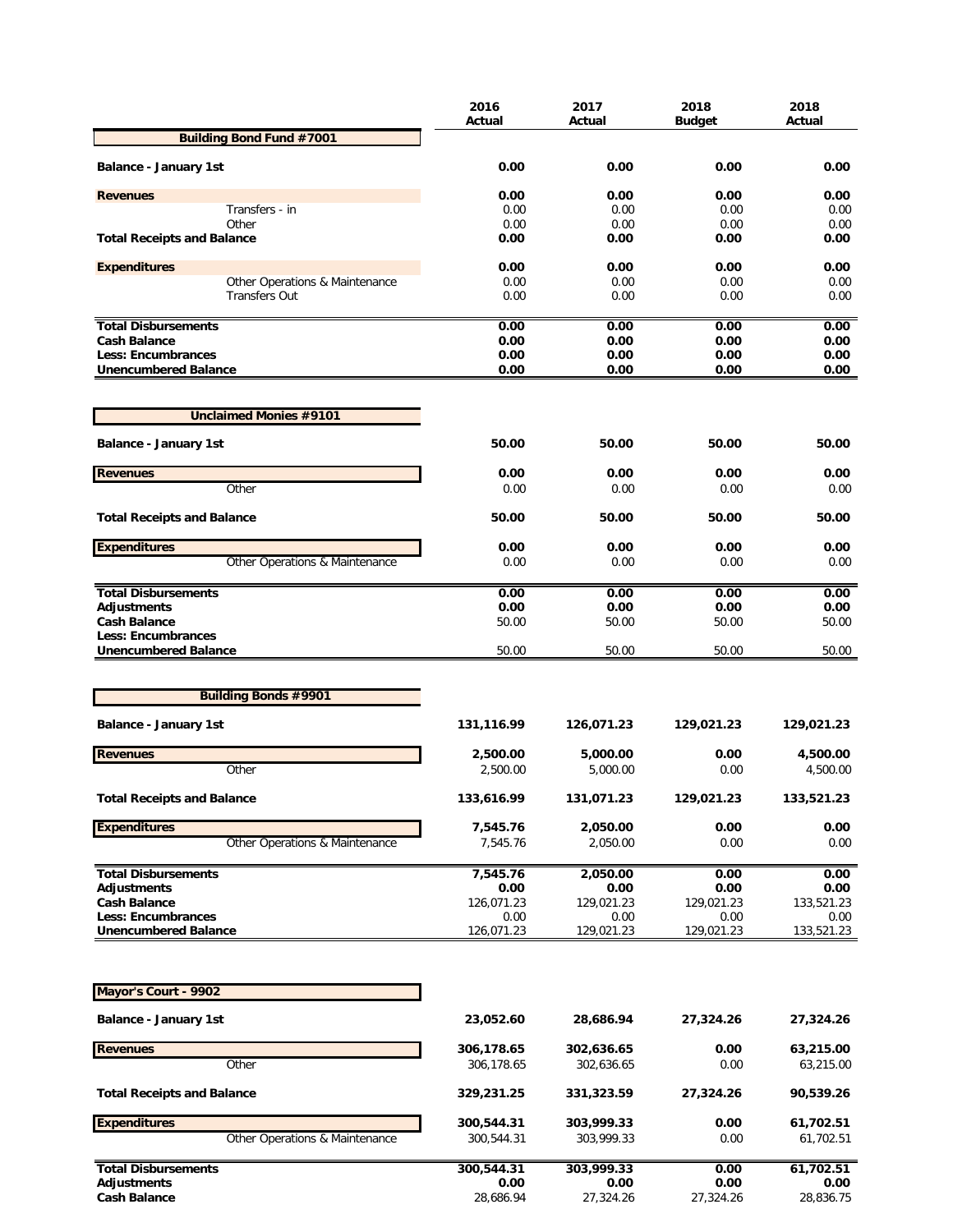| | 2016 Actual | 2017 Actual | 2018 Budget | 2018 Actual |
|---|---|---|---|---|
| **Building Bond Fund #7001** | | | | |
| **Balance - January 1st** | **0.00** | **0.00** | **0.00** | **0.00** |
| **Revenues** | **0.00** | **0.00** | **0.00** | **0.00** |
| Transfers - in | 0.00 | 0.00 | 0.00 | 0.00 |
| Other | 0.00 | 0.00 | 0.00 | 0.00 |
| **Total Receipts and Balance** | **0.00** | **0.00** | **0.00** | **0.00** |
| **Expenditures** | **0.00** | **0.00** | **0.00** | **0.00** |
| Other Operations & Maintenance | 0.00 | 0.00 | 0.00 | 0.00 |
| Transfers Out | 0.00 | 0.00 | 0.00 | 0.00 |
| **Total Disbursements** | **0.00** | **0.00** | **0.00** | **0.00** |
| **Cash Balance** | **0.00** | **0.00** | **0.00** | **0.00** |
| **Less: Encumbrances** | **0.00** | **0.00** | **0.00** | **0.00** |
| **Unencumbered Balance** | **0.00** | **0.00** | **0.00** | **0.00** |

| | 2016 Actual | 2017 Actual | 2018 Budget | 2018 Actual |
|---|---|---|---|---|
| **Unclaimed Monies #9101** | | | | |
| **Balance - January 1st** | **50.00** | **50.00** | **50.00** | **50.00** |
| **Revenues** | **0.00** | **0.00** | **0.00** | **0.00** |
| Other | 0.00 | 0.00 | 0.00 | 0.00 |
| **Total Receipts and Balance** | **50.00** | **50.00** | **50.00** | **50.00** |
| **Expenditures** | **0.00** | **0.00** | **0.00** | **0.00** |
| Other Operations & Maintenance | 0.00 | 0.00 | 0.00 | 0.00 |
| **Total Disbursements** | **0.00** | **0.00** | **0.00** | **0.00** |
| **Adjustments** | **0.00** | **0.00** | **0.00** | **0.00** |
| **Cash Balance** | 50.00 | 50.00 | 50.00 | 50.00 |
| **Less: Encumbrances** | | | | |
| **Unencumbered Balance** | 50.00 | 50.00 | 50.00 | 50.00 |

| | 2016 Actual | 2017 Actual | 2018 Budget | 2018 Actual |
|---|---|---|---|---|
| **Building Bonds #9901** | | | | |
| **Balance - January 1st** | **131,116.99** | **126,071.23** | **129,021.23** | **129,021.23** |
| **Revenues** | **2,500.00** | **5,000.00** | **0.00** | **4,500.00** |
| Other | 2,500.00 | 5,000.00 | 0.00 | 4,500.00 |
| **Total Receipts and Balance** | **133,616.99** | **131,071.23** | **129,021.23** | **133,521.23** |
| **Expenditures** | **7,545.76** | **2,050.00** | **0.00** | **0.00** |
| Other Operations & Maintenance | 7,545.76 | 2,050.00 | 0.00 | 0.00 |
| **Total Disbursements** | **7,545.76** | **2,050.00** | **0.00** | **0.00** |
| **Adjustments** | **0.00** | **0.00** | **0.00** | **0.00** |
| **Cash Balance** | 126,071.23 | 129,021.23 | 129,021.23 | 133,521.23 |
| **Less: Encumbrances** | 0.00 | 0.00 | 0.00 | 0.00 |
| **Unencumbered Balance** | 126,071.23 | 129,021.23 | 129,021.23 | 133,521.23 |

| | 2016 Actual | 2017 Actual | 2018 Budget | 2018 Actual |
|---|---|---|---|---|
| **Mayor's Court - 9902** | | | | |
| **Balance - January 1st** | **23,052.60** | **28,686.94** | **27,324.26** | **27,324.26** |
| **Revenues** | **306,178.65** | **302,636.65** | **0.00** | **63,215.00** |
| Other | 306,178.65 | 302,636.65 | 0.00 | 63,215.00 |
| **Total Receipts and Balance** | **329,231.25** | **331,323.59** | **27,324.26** | **90,539.26** |
| **Expenditures** | **300,544.31** | **303,999.33** | **0.00** | **61,702.51** |
| Other Operations & Maintenance | 300,544.31 | 303,999.33 | 0.00 | 61,702.51 |
| **Total Disbursements** | **300,544.31** | **303,999.33** | **0.00** | **61,702.51** |
| **Adjustments** | **0.00** | **0.00** | **0.00** | **0.00** |
| **Cash Balance** | 28,686.94 | 27,324.26 | 27,324.26 | 28,836.75 |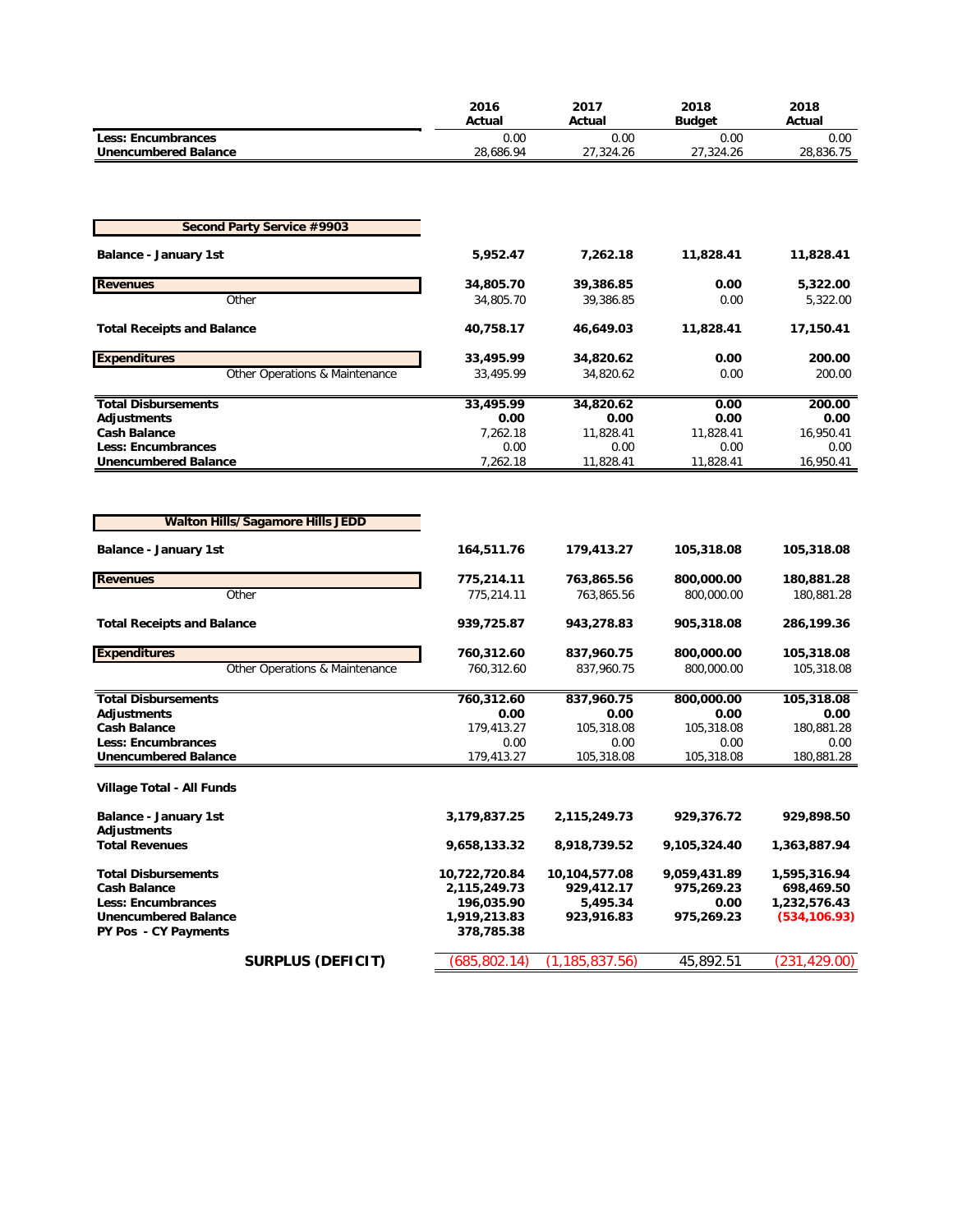| | 2016 Actual | 2017 Actual | 2018 Budget | 2018 Actual |
|---|---|---|---|---|
| **Less: Encumbrances** | 0.00 | 0.00 | 0.00 | 0.00 |
| **Unencumbered Balance** | 28,686.94 | 27,324.26 | 27,324.26 | 28,836.75 |

| **Second Party Service #9903** | | | | |
|---|---|---|---|---|
| **Balance - January 1st** | **5,952.47** | **7,262.18** | **11,828.41** | **11,828.41** |
| **Revenues** | **34,805.70** | **39,386.85** | **0.00** | **5,322.00** |
| Other | 34,805.70 | 39,386.85 | 0.00 | 5,322.00 |
| **Total Receipts and Balance** | **40,758.17** | **46,649.03** | **11,828.41** | **17,150.41** |
| **Expenditures** | **33,495.99** | **34,820.62** | **0.00** | **200.00** |
| Other Operations & Maintenance | 33,495.99 | 34,820.62 | 0.00 | 200.00 |
| **Total Disbursements** | **33,495.99** | **34,820.62** | **0.00** | **200.00** |
| **Adjustments** | **0.00** | **0.00** | **0.00** | **0.00** |
| **Cash Balance** | 7,262.18 | 11,828.41 | 11,828.41 | 16,950.41 |
| **Less: Encumbrances** | 0.00 | 0.00 | 0.00 | 0.00 |
| **Unencumbered Balance** | 7,262.18 | 11,828.41 | 11,828.41 | 16,950.41 |

| **Walton Hills/Sagamore Hills JEDD** | | | | |
|---|---|---|---|---|
| **Balance - January 1st** | **164,511.76** | **179,413.27** | **105,318.08** | **105,318.08** |
| **Revenues** | **775,214.11** | **763,865.56** | **800,000.00** | **180,881.28** |
| Other | 775,214.11 | 763,865.56 | 800,000.00 | 180,881.28 |
| **Total Receipts and Balance** | **939,725.87** | **943,278.83** | **905,318.08** | **286,199.36** |
| **Expenditures** | **760,312.60** | **837,960.75** | **800,000.00** | **105,318.08** |
| Other Operations & Maintenance | 760,312.60 | 837,960.75 | 800,000.00 | 105,318.08 |
| **Total Disbursements** | **760,312.60** | **837,960.75** | **800,000.00** | **105,318.08** |
| **Adjustments** | **0.00** | **0.00** | **0.00** | **0.00** |
| **Cash Balance** | 179,413.27 | 105,318.08 | 105,318.08 | 180,881.28 |
| **Less: Encumbrances** | 0.00 | 0.00 | 0.00 | 0.00 |
| **Unencumbered Balance** | 179,413.27 | 105,318.08 | 105,318.08 | 180,881.28 |

| **Village Total - All Funds** | | | | |
|---|---|---|---|---|
| **Balance - January 1st** | **3,179,837.25** | **2,115,249.73** | **929,376.72** | **929,898.50** |
| **Adjustments** | | | | |
| **Total Revenues** | **9,658,133.32** | **8,918,739.52** | **9,105,324.40** | **1,363,887.94** |
| **Total Disbursements** | **10,722,720.84** | **10,104,577.08** | **9,059,431.89** | **1,595,316.94** |
| **Cash Balance** | **2,115,249.73** | **929,412.17** | **975,269.23** | **698,469.50** |
| **Less: Encumbrances** | **196,035.90** | **5,495.34** | **0.00** | **1,232,576.43** |
| **Unencumbered Balance** | **1,919,213.83** | **923,916.83** | **975,269.23** | **(534,106.93)** |
| **PY Pos - CY Payments** | **378,785.38** | | | |
| **SURPLUS (DEFICIT)** | (685,802.14) | (1,185,837.56) | 45,892.51 | (231,429.00) |